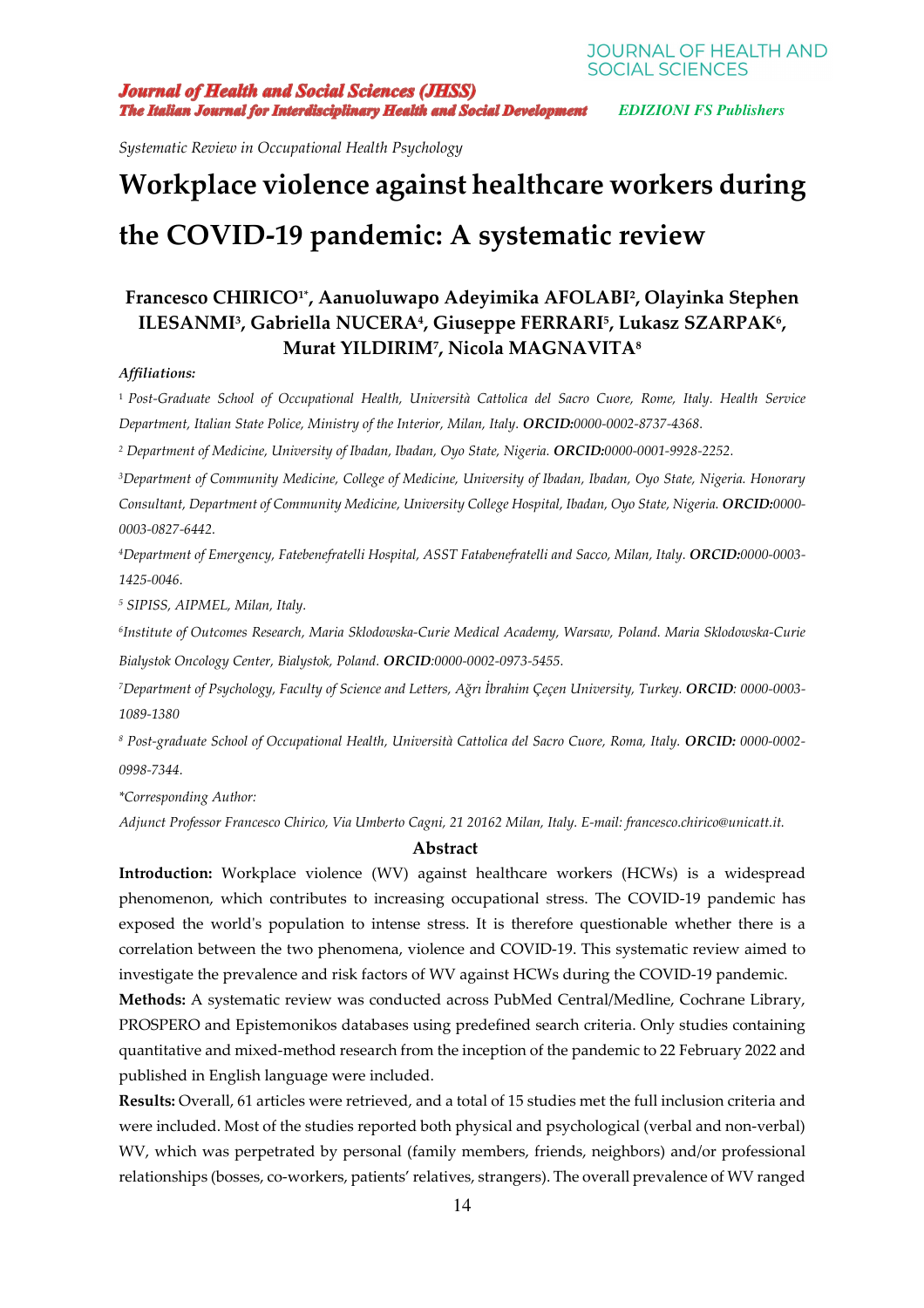Systematic Review in Occupational Health Psychology

# Workplace violence against healthcare workers during the COVID-19 pandemic: A systematic review

**Francesco CHIRICO[1*], Aanuoluwapo Adeyimika AFOLABI[2], Olayinka Stephen ILESANMI[3], Gabriella NUCERA[4], Giuseppe FERRARI[5], Lukasz SZARPAK[6], Murat YILDIRIM[7], Nicola MAGNAVITA[8]**

***Affiliations:***

[1] *Post-Graduate School of Occupational Health, Università Cattolica del Sacro Cuore, Rome, Italy. Health Service Department, Italian State Police, Ministry of the Interior, Milan, Italy.* ***ORCID:****0000-0002-8737-4368.*

[2] *Department of Medicine, University of Ibadan, Ibadan, Oyo State, Nigeria.* ***ORCID:****0000-0001-9928-2252.*

[3] *Department of Community Medicine, College of Medicine, University of Ibadan, Ibadan, Oyo State, Nigeria. Honorary Consultant, Department of Community Medicine, University College Hospital, Ibadan, Oyo State, Nigeria.* ***ORCID:****0000-0003-0827-6442.*

[4] *Department of Emergency, Fatebenefratelli Hospital, ASST Fatabenefratelli and Sacco, Milan, Italy.* ***ORCID:****0000-0003-1425-0046.*

[5] *SIPISS, AIPMEL, Milan, Italy.*

[6] *Institute of Outcomes Research, Maria Sklodowska-Curie Medical Academy, Warsaw, Poland. Maria Sklodowska-Curie Bialystok Oncology Center, Bialystok, Poland.* ***ORCID****:0000-0002-0973-5455.*

[7] *Department of Psychology, Faculty of Science and Letters, Ağrı İbrahim Çeçen University, Turkey.* ***ORCID****: 0000-0003-1089-1380*

[8] *Post-graduate School of Occupational Health, Università Cattolica del Sacro Cuore, Roma, Italy.* ***ORCID:*** *0000-0002-0998-7344.*

*\*Corresponding Author:*

*Adjunct Professor Francesco Chirico, Via Umberto Cagni, 21 20162 Milan, Italy. E-mail: francesco.chirico@unicatt.it.*

## Abstract

**Introduction:** Workplace violence (WV) against healthcare workers (HCWs) is a widespread phenomenon, which contributes to increasing occupational stress. The COVID-19 pandemic has exposed the world's population to intense stress. It is therefore questionable whether there is a correlation between the two phenomena, violence and COVID-19. This systematic review aimed to investigate the prevalence and risk factors of WV against HCWs during the COVID-19 pandemic.

**Methods:** A systematic review was conducted across PubMed Central/Medline, Cochrane Library, PROSPERO and Epistemonikos databases using predefined search criteria. Only studies containing quantitative and mixed-method research from the inception of the pandemic to 22 February 2022 and published in English language were included.

**Results:** Overall, 61 articles were retrieved, and a total of 15 studies met the full inclusion criteria and were included. Most of the studies reported both physical and psychological (verbal and non-verbal) WV, which was perpetrated by personal (family members, friends, neighbors) and/or professional relationships (bosses, co-workers, patients' relatives, strangers). The overall prevalence of WV ranged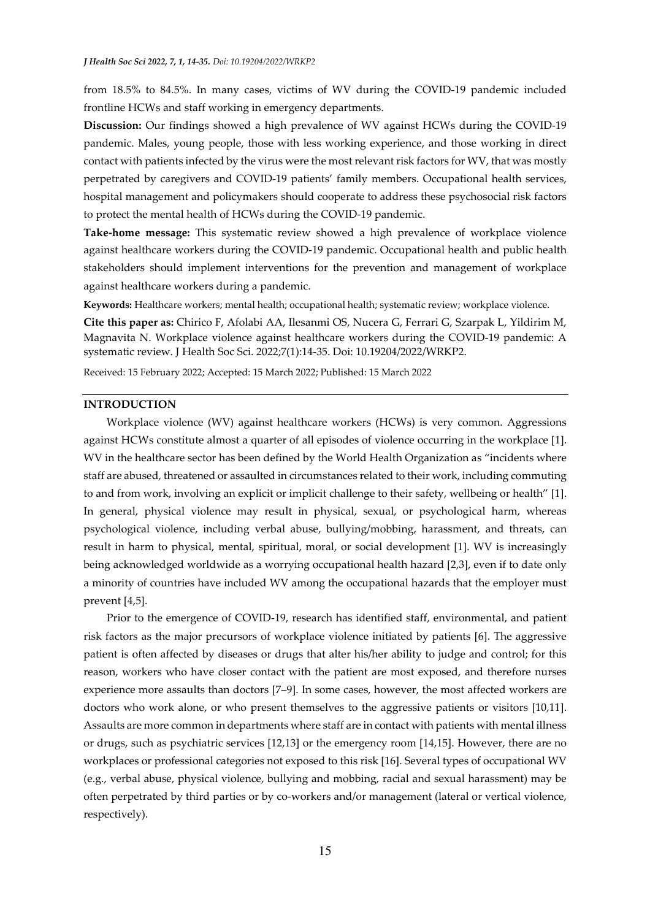from 18.5% to 84.5%. In many cases, victims of WV during the COVID-19 pandemic included frontline HCWs and staff working in emergency departments.

**Discussion:** Our findings showed a high prevalence of WV against HCWs during the COVID-19 pandemic. Males, young people, those with less working experience, and those working in direct contact with patients infected by the virus were the most relevant risk factors for WV, that was mostly perpetrated by caregivers and COVID-19 patients' family members. Occupational health services, hospital management and policymakers should cooperate to address these psychosocial risk factors to protect the mental health of HCWs during the COVID-19 pandemic.

**Take-home message:** This systematic review showed a high prevalence of workplace violence against healthcare workers during the COVID-19 pandemic. Occupational health and public health stakeholders should implement interventions for the prevention and management of workplace against healthcare workers during a pandemic.

**Keywords:** Healthcare workers; mental health; occupational health; systematic review; workplace violence.

**Cite this paper as:** Chirico F, Afolabi AA, Ilesanmi OS, Nucera G, Ferrari G, Szarpak L, Yildirim M, Magnavita N. Workplace violence against healthcare workers during the COVID-19 pandemic: A systematic review. J Health Soc Sci. 2022;7(1):14-35. Doi: 10.19204/2022/WRKP2.

Received: 15 February 2022; Accepted: 15 March 2022; Published: 15 March 2022

## INTRODUCTION

Workplace violence (WV) against healthcare workers (HCWs) is very common. Aggressions against HCWs constitute almost a quarter of all episodes of violence occurring in the workplace [1]. WV in the healthcare sector has been defined by the World Health Organization as "incidents where staff are abused, threatened or assaulted in circumstances related to their work, including commuting to and from work, involving an explicit or implicit challenge to their safety, wellbeing or health" [1]. In general, physical violence may result in physical, sexual, or psychological harm, whereas psychological violence, including verbal abuse, bullying/mobbing, harassment, and threats, can result in harm to physical, mental, spiritual, moral, or social development [1]. WV is increasingly being acknowledged worldwide as a worrying occupational health hazard [2,3], even if to date only a minority of countries have included WV among the occupational hazards that the employer must prevent [4,5].

Prior to the emergence of COVID-19, research has identified staff, environmental, and patient risk factors as the major precursors of workplace violence initiated by patients [6]. The aggressive patient is often affected by diseases or drugs that alter his/her ability to judge and control; for this reason, workers who have closer contact with the patient are most exposed, and therefore nurses experience more assaults than doctors [7–9]. In some cases, however, the most affected workers are doctors who work alone, or who present themselves to the aggressive patients or visitors [10,11]. Assaults are more common in departments where staff are in contact with patients with mental illness or drugs, such as psychiatric services [12,13] or the emergency room [14,15]. However, there are no workplaces or professional categories not exposed to this risk [16]. Several types of occupational WV (e.g., verbal abuse, physical violence, bullying and mobbing, racial and sexual harassment) may be often perpetrated by third parties or by co-workers and/or management (lateral or vertical violence, respectively).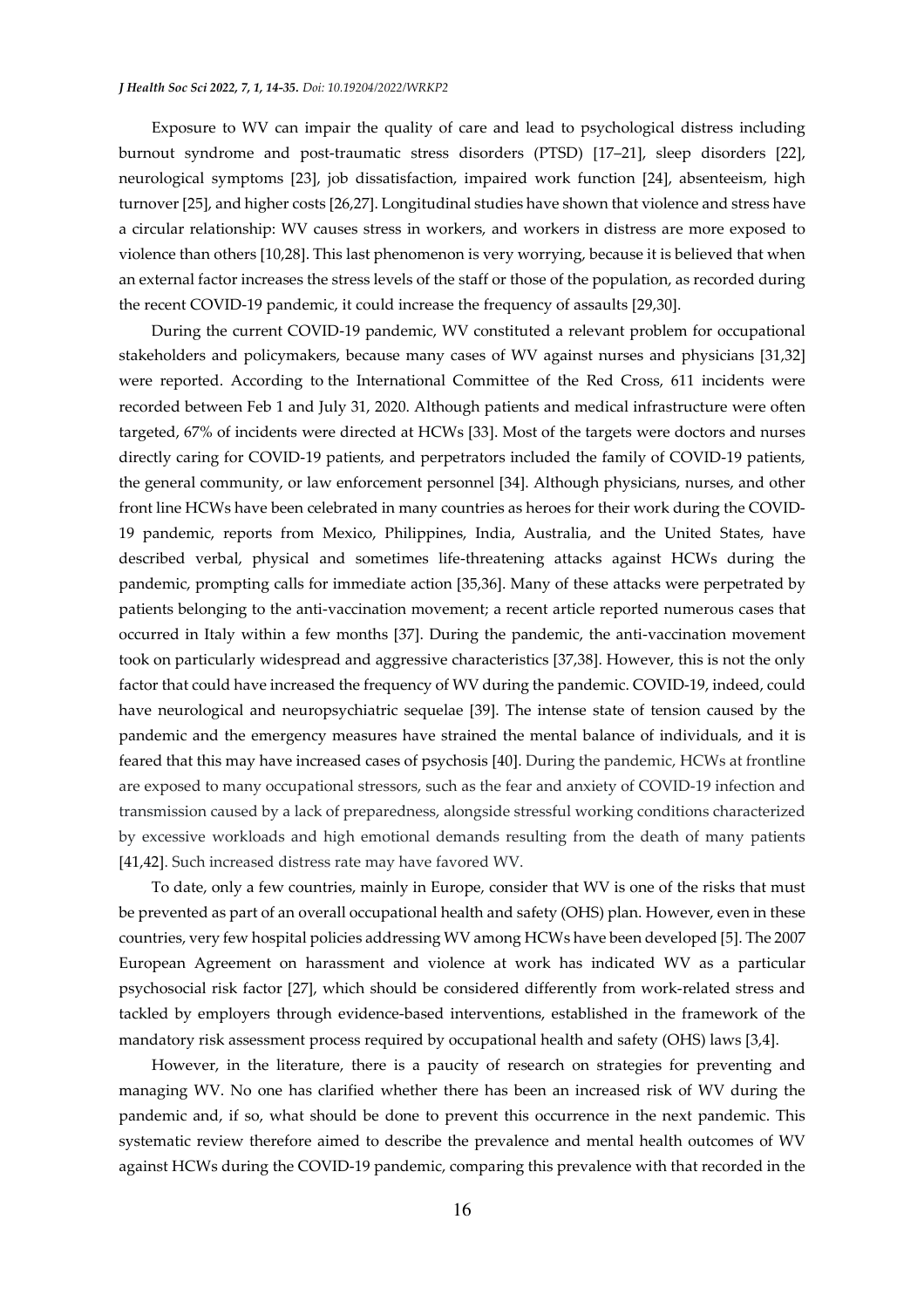Exposure to WV can impair the quality of care and lead to psychological distress including burnout syndrome and post-traumatic stress disorders (PTSD) [17–21], sleep disorders [22], neurological symptoms [23], job dissatisfaction, impaired work function [24], absenteeism, high turnover [25], and higher costs [26,27]. Longitudinal studies have shown that violence and stress have a circular relationship: WV causes stress in workers, and workers in distress are more exposed to violence than others [10,28]. This last phenomenon is very worrying, because it is believed that when an external factor increases the stress levels of the staff or those of the population, as recorded during the recent COVID-19 pandemic, it could increase the frequency of assaults [29,30].

During the current COVID-19 pandemic, WV constituted a relevant problem for occupational stakeholders and policymakers, because many cases of WV against nurses and physicians [31,32] were reported. According to the International Committee of the Red Cross, 611 incidents were recorded between Feb 1 and July 31, 2020. Although patients and medical infrastructure were often targeted, 67% of incidents were directed at HCWs [33]. Most of the targets were doctors and nurses directly caring for COVID-19 patients, and perpetrators included the family of COVID-19 patients, the general community, or law enforcement personnel [34]. Although physicians, nurses, and other front line HCWs have been celebrated in many countries as heroes for their work during the COVID-19 pandemic, reports from Mexico, Philippines, India, Australia, and the United States, have described verbal, physical and sometimes life-threatening attacks against HCWs during the pandemic, prompting calls for immediate action [35,36]. Many of these attacks were perpetrated by patients belonging to the anti-vaccination movement; a recent article reported numerous cases that occurred in Italy within a few months [37]. During the pandemic, the anti-vaccination movement took on particularly widespread and aggressive characteristics [37,38]. However, this is not the only factor that could have increased the frequency of WV during the pandemic. COVID-19, indeed, could have neurological and neuropsychiatric sequelae [39]. The intense state of tension caused by the pandemic and the emergency measures have strained the mental balance of individuals, and it is feared that this may have increased cases of psychosis [40]. During the pandemic, HCWs at frontline are exposed to many occupational stressors, such as the fear and anxiety of COVID-19 infection and transmission caused by a lack of preparedness, alongside stressful working conditions characterized by excessive workloads and high emotional demands resulting from the death of many patients [41,42]. Such increased distress rate may have favored WV.

To date, only a few countries, mainly in Europe, consider that WV is one of the risks that must be prevented as part of an overall occupational health and safety (OHS) plan. However, even in these countries, very few hospital policies addressing WV among HCWs have been developed [5]. The 2007 European Agreement on harassment and violence at work has indicated WV as a particular psychosocial risk factor [27], which should be considered differently from work-related stress and tackled by employers through evidence-based interventions, established in the framework of the mandatory risk assessment process required by occupational health and safety (OHS) laws [3,4].

However, in the literature, there is a paucity of research on strategies for preventing and managing WV. No one has clarified whether there has been an increased risk of WV during the pandemic and, if so, what should be done to prevent this occurrence in the next pandemic. This systematic review therefore aimed to describe the prevalence and mental health outcomes of WV against HCWs during the COVID-19 pandemic, comparing this prevalence with that recorded in the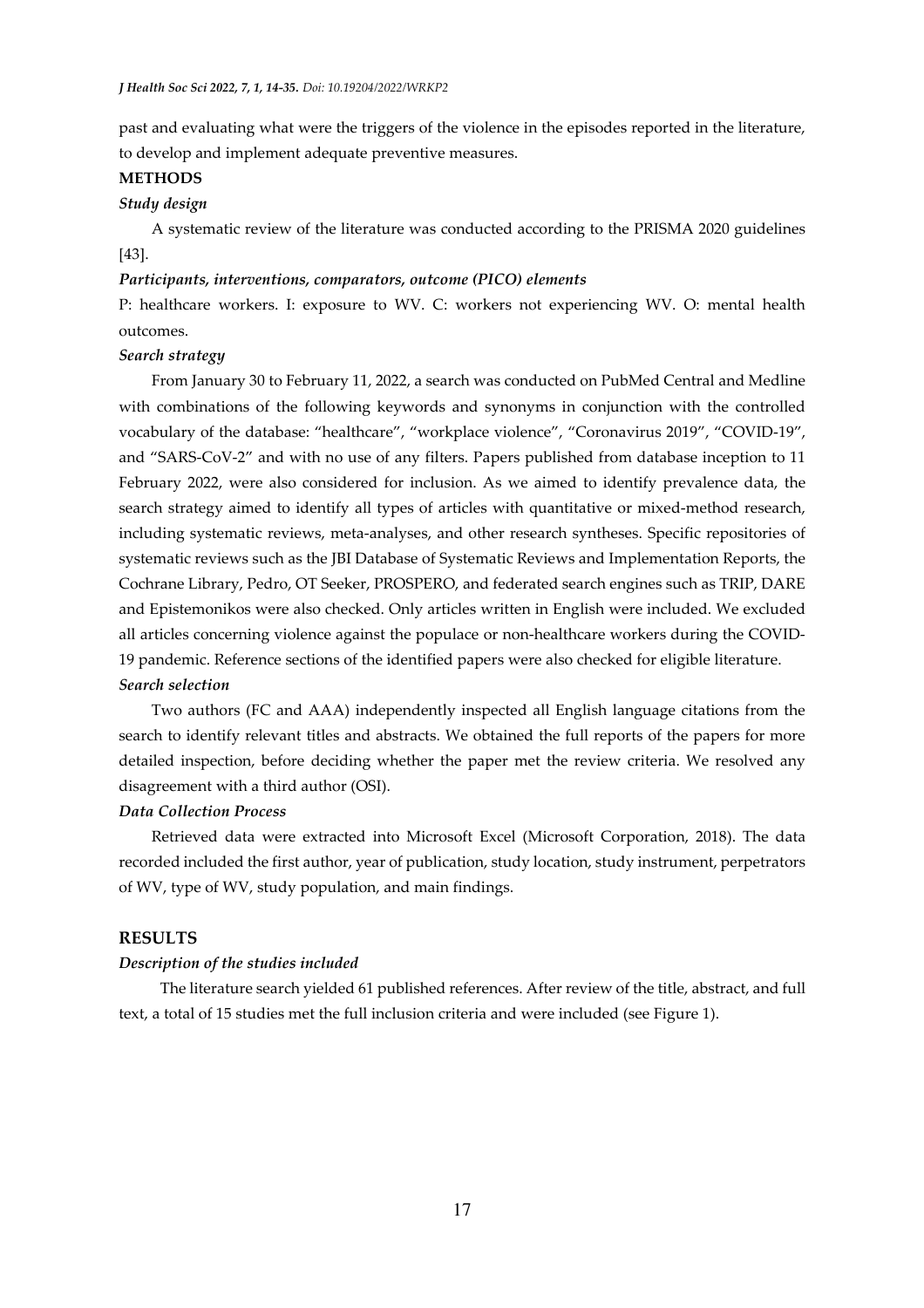past and evaluating what were the triggers of the violence in the episodes reported in the literature, to develop and implement adequate preventive measures.

## METHODS

### *Study design*

A systematic review of the literature was conducted according to the PRISMA 2020 guidelines [43].

### *Participants, interventions, comparators, outcome (PICO) elements*

P: healthcare workers. I: exposure to WV. C: workers not experiencing WV. O: mental health outcomes.

### *Search strategy*

From January 30 to February 11, 2022, a search was conducted on PubMed Central and Medline with combinations of the following keywords and synonyms in conjunction with the controlled vocabulary of the database: "healthcare", "workplace violence", "Coronavirus 2019", "COVID-19", and "SARS-CoV-2" and with no use of any filters. Papers published from database inception to 11 February 2022, were also considered for inclusion. As we aimed to identify prevalence data, the search strategy aimed to identify all types of articles with quantitative or mixed-method research, including systematic reviews, meta-analyses, and other research syntheses. Specific repositories of systematic reviews such as the JBI Database of Systematic Reviews and Implementation Reports, the Cochrane Library, Pedro, OT Seeker, PROSPERO, and federated search engines such as TRIP, DARE and Epistemonikos were also checked. Only articles written in English were included. We excluded all articles concerning violence against the populace or non-healthcare workers during the COVID-19 pandemic. Reference sections of the identified papers were also checked for eligible literature.

### *Search selection*

Two authors (FC and AAA) independently inspected all English language citations from the search to identify relevant titles and abstracts. We obtained the full reports of the papers for more detailed inspection, before deciding whether the paper met the review criteria. We resolved any disagreement with a third author (OSI).

### *Data Collection Process*

Retrieved data were extracted into Microsoft Excel (Microsoft Corporation, 2018). The data recorded included the first author, year of publication, study location, study instrument, perpetrators of WV, type of WV, study population, and main findings.

## RESULTS

### *Description of the studies included*

The literature search yielded 61 published references. After review of the title, abstract, and full text, a total of 15 studies met the full inclusion criteria and were included (see Figure 1).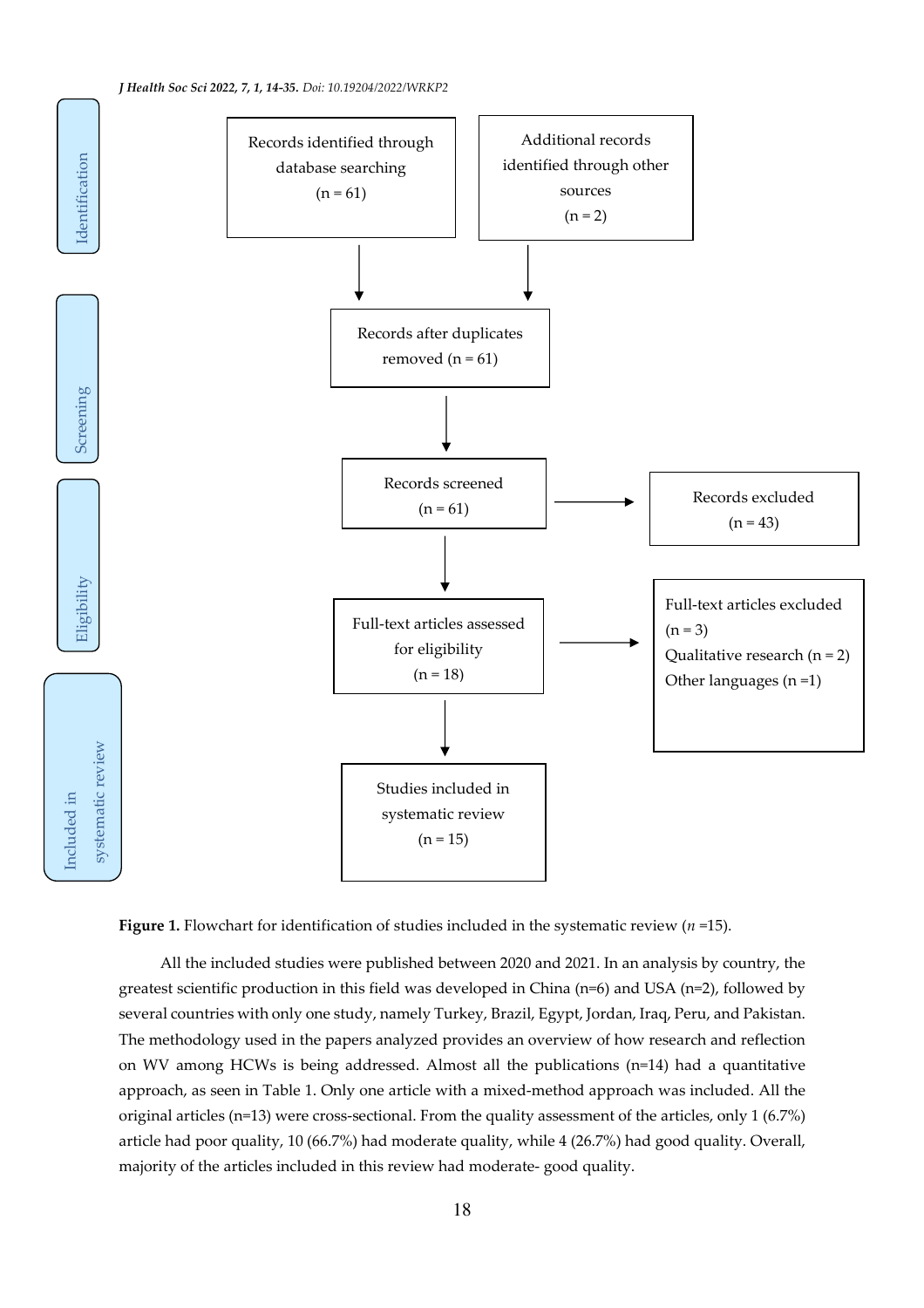| Stage | Step | Excluded |
|---|---|---|
| Identification | Records identified through database searching (n = 61) | |
| Identification | Additional records identified through other sources (n = 2) | |
| Screening | Records after duplicates removed (n = 61) | |
| Screening | Records screened (n = 61) | Records excluded (n = 43) |
| Eligibility | Full-text articles assessed for eligibility (n = 18) | Full-text articles excluded (n = 3): Qualitative research (n = 2); Other languages (n =1) |
| Included in systematic review | Studies included in systematic review (n = 15) | |

**Figure 1.** Flowchart for identification of studies included in the systematic review (*n* =15).

All the included studies were published between 2020 and 2021. In an analysis by country, the greatest scientific production in this field was developed in China (n=6) and USA (n=2), followed by several countries with only one study, namely Turkey, Brazil, Egypt, Jordan, Iraq, Peru, and Pakistan. The methodology used in the papers analyzed provides an overview of how research and reflection on WV among HCWs is being addressed. Almost all the publications (n=14) had a quantitative approach, as seen in Table 1. Only one article with a mixed-method approach was included. All the original articles (n=13) were cross-sectional. From the quality assessment of the articles, only 1 (6.7%) article had poor quality, 10 (66.7%) had moderate quality, while 4 (26.7%) had good quality. Overall, majority of the articles included in this review had moderate- good quality.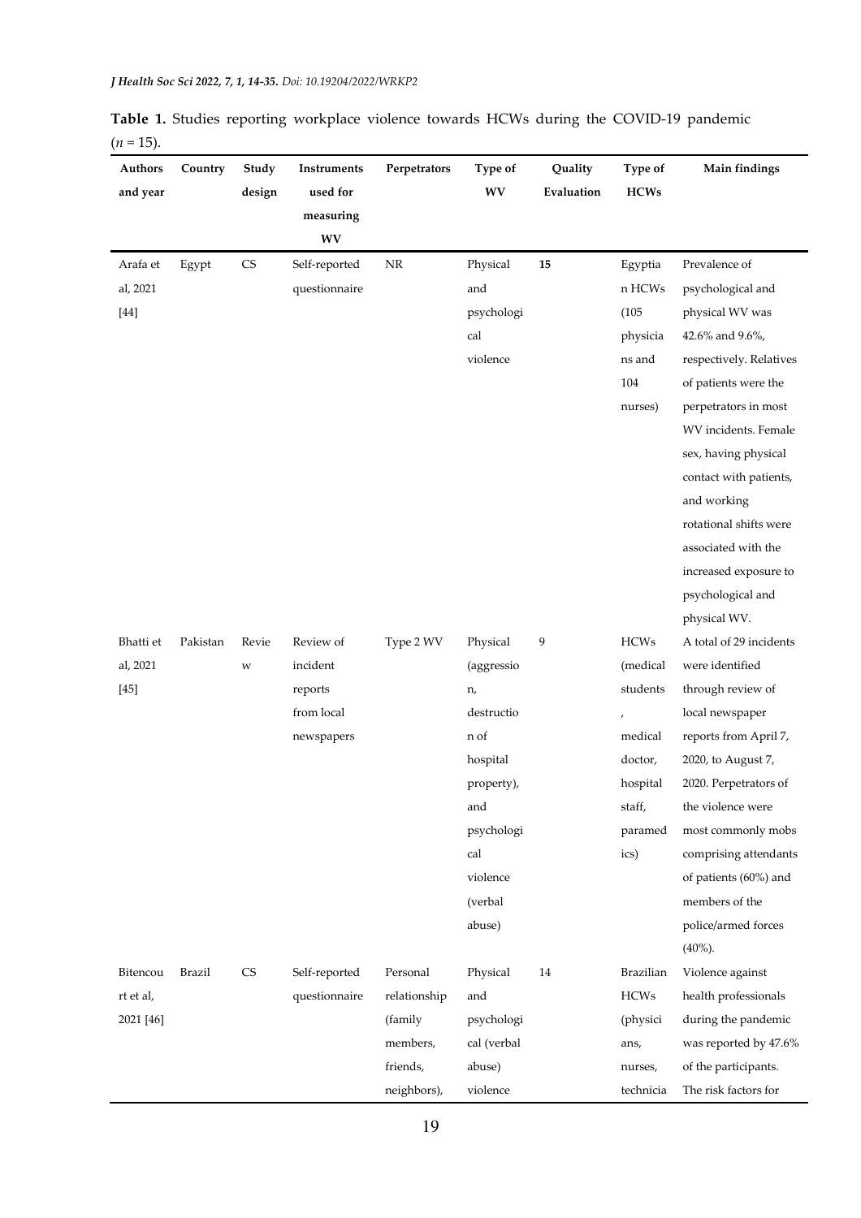**Table 1.** Studies reporting workplace violence towards HCWs during the COVID-19 pandemic ($n$ = 15).

| Authors and year | Country | Study design | Instruments used for measuring WV | Perpetrators | Type of WV | Quality Evaluation | Type of HCWs | Main findings |
|---|---|---|---|---|---|---|---|---|
| Arafa et al, 2021 [44] | Egypt | CS | Self-reported questionnaire | NR | Physical and psychological violence | **15** | Egyptian HCWs (105 physicians and 104 nurses) | Prevalence of psychological and physical WV was 42.6% and 9.6%, respectively. Relatives of patients were the perpetrators in most WV incidents. Female sex, having physical contact with patients, and working rotational shifts were associated with the increased exposure to psychological and physical WV. |
| Bhatti et al, 2021 [45] | Pakistan | Review | Review of incident reports from local newspapers | Type 2 WV | Physical (aggression, destruction of hospital property), and psychological violence (verbal abuse) | 9 | HCWs (medical students, medical doctor, hospital staff, paramedics) | A total of 29 incidents were identified through review of local newspaper reports from April 7, 2020, to August 7, 2020. Perpetrators of the violence were most commonly mobs comprising attendants of patients (60%) and members of the police/armed forces (40%). |
| Bitencourt et al, 2021 [46] | Brazil | CS | Self-reported questionnaire | Personal relationship (family members, friends, neighbors), | Physical and psychological (verbal abuse) violence | 14 | Brazilian HCWs (physicians, nurses, technicia | Violence against health professionals during the pandemic was reported by 47.6% of the participants. The risk factors for |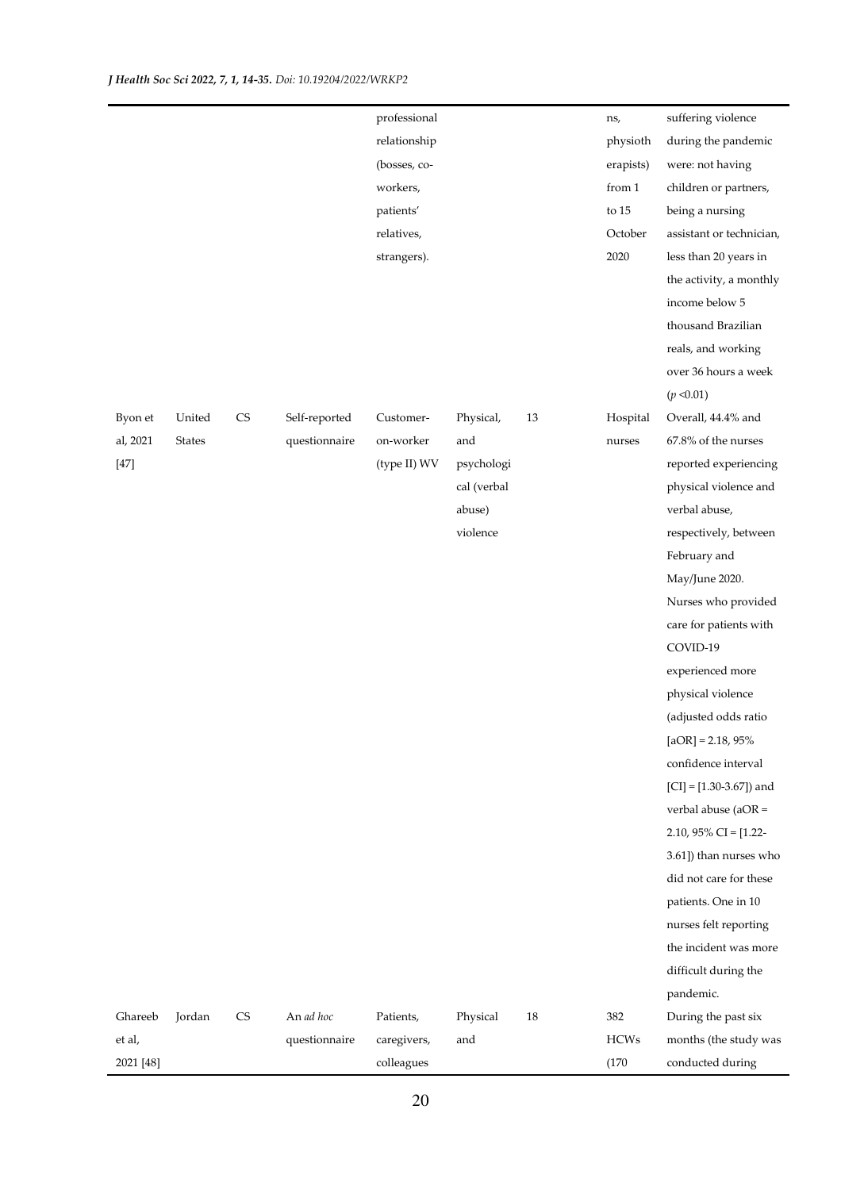| | | | | professional relationship (bosses, co-workers, patients' relatives, strangers). | | | ns, physiotherapists) from 1 to 15 October 2020 | suffering violence during the pandemic were: not having children or partners, being a nursing assistant or technician, less than 20 years in the activity, a monthly income below 5 thousand Brazilian reals, and working over 36 hours a week ($p$ <0.01) |
|---|---|---|---|---|---|---|---|---|
| Byon et al, 2021 [47] | United States | CS | Self-reported questionnaire | Customer-on-worker (type II) WV | Physical, and psychological (verbal abuse) violence | 13 | Hospital nurses | Overall, 44.4% and 67.8% of the nurses reported experiencing physical violence and verbal abuse, respectively, between February and May/June 2020. Nurses who provided care for patients with COVID-19 experienced more physical violence (adjusted odds ratio [aOR] = 2.18, 95% confidence interval [CI] = [1.30-3.67]) and verbal abuse (aOR = 2.10, 95% CI = [1.22-3.61]) than nurses who did not care for these patients. One in 10 nurses felt reporting the incident was more difficult during the pandemic. |
| Ghareeb et al, 2021 [48] | Jordan | CS | An *ad hoc* questionnaire | Patients, caregivers, colleagues | Physical and | 18 | 382 HCWs (170 | During the past six months (the study was conducted during |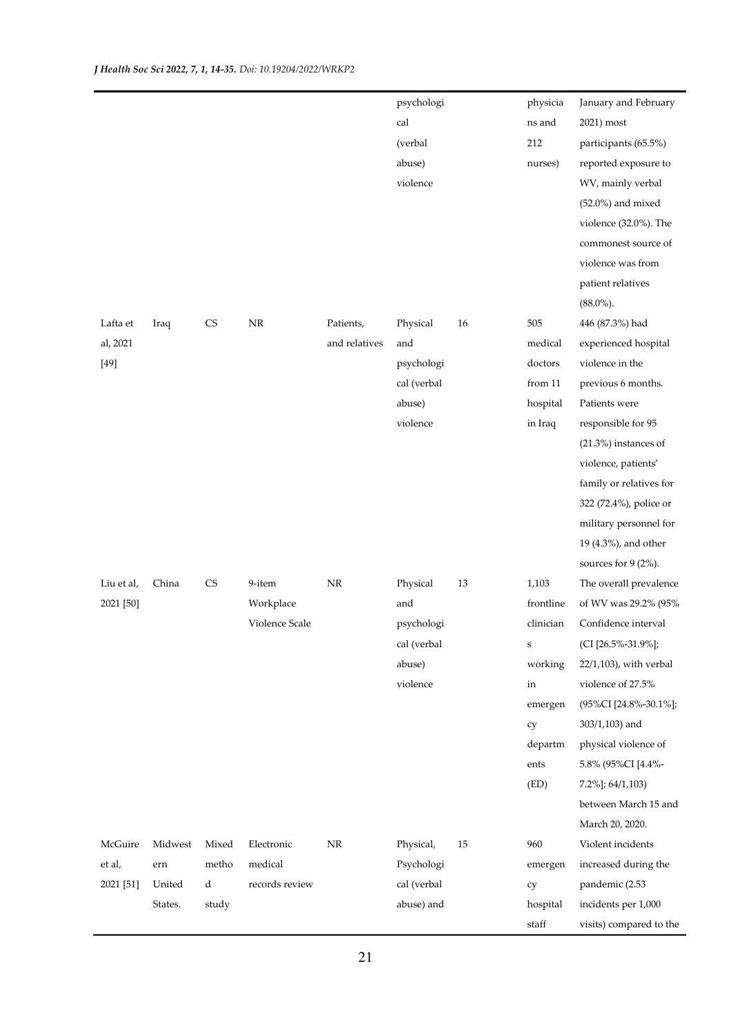| | | | | | | | | |
|---|---|---|---|---|---|---|---|---|
| | | | | | psychological (verbal abuse) violence | | physicians and 212 nurses) | January and February 2021) most participants (65.5%) reported exposure to WV, mainly verbal (52.0%) and mixed violence (32.0%). The commonest source of violence was from patient relatives (88.0%). |
| Lafta et al, 2021 [49] | Iraq | CS | NR | Patients, and relatives | Physical and psychological (verbal abuse) violence | 16 | 505 medical doctors from 11 hospital in Iraq | 446 (87.3%) had experienced hospital violence in the previous 6 months. Patients were responsible for 95 (21.3%) instances of violence, patients' family or relatives for 322 (72.4%), police or military personnel for 19 (4.3%), and other sources for 9 (2%). |
| Liu et al, 2021 [50] | China | CS | 9-item Workplace Violence Scale | NR | Physical and psychological (verbal abuse) violence | 13 | 1,103 frontline clinicians working in emergency departments (ED) | The overall prevalence of WV was 29.2% (95% Confidence interval (CI [26.5%-31.9%]; 22/1,103), with verbal violence of 27.5% (95%CI [24.8%-30.1%]; 303/1,103) and physical violence of 5.8% (95%CI [4.4%-7.2%]; 64/1,103) between March 15 and March 20, 2020. |
| McGuire et al, 2021 [51] | Midwestern United States. | Mixed method study | Electronic medical records review | NR | Physical, Psychological (verbal abuse) and | 15 | 960 emergency hospital staff | Violent incidents increased during the pandemic (2.53 incidents per 1,000 visits) compared to the |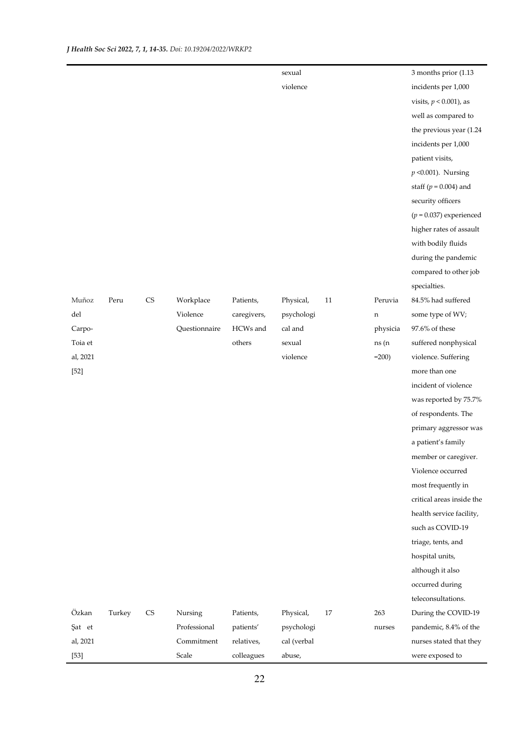| | | | | | | | | |
|---|---|---|---|---|---|---|---|---|
| | | | | | sexual violence | | | 3 months prior (1.13 incidents per 1,000 visits, $p < 0.001$), as well as compared to the previous year (1.24 incidents per 1,000 patient visits, $p < 0.001$). Nursing staff ($p = 0.004$) and security officers ($p = 0.037$) experienced higher rates of assault with bodily fluids during the pandemic compared to other job specialties. |
| Muñoz del Carpo-Toia et al, 2021 [52] | Peru | CS | Workplace Violence Questionnaire | Patients, caregivers, HCWs and others | Physical, psychological and sexual violence | 11 | Peruvian physicians (n =200) | 84.5% had suffered some type of WV; 97.6% of these suffered nonphysical violence. Suffering more than one incident of violence was reported by 75.7% of respondents. The primary aggressor was a patient's family member or caregiver. Violence occurred most frequently in critical areas inside the health service facility, such as COVID-19 triage, tents, and hospital units, although it also occurred during teleconsultations. |
| Özkan Şat et al, 2021 [53] | Turkey | CS | Nursing Professional Commitment Scale | Patients, patients' relatives, colleagues | Physical, psychological (verbal abuse, | 17 | 263 nurses | During the COVID-19 pandemic, 8.4% of the nurses stated that they were exposed to |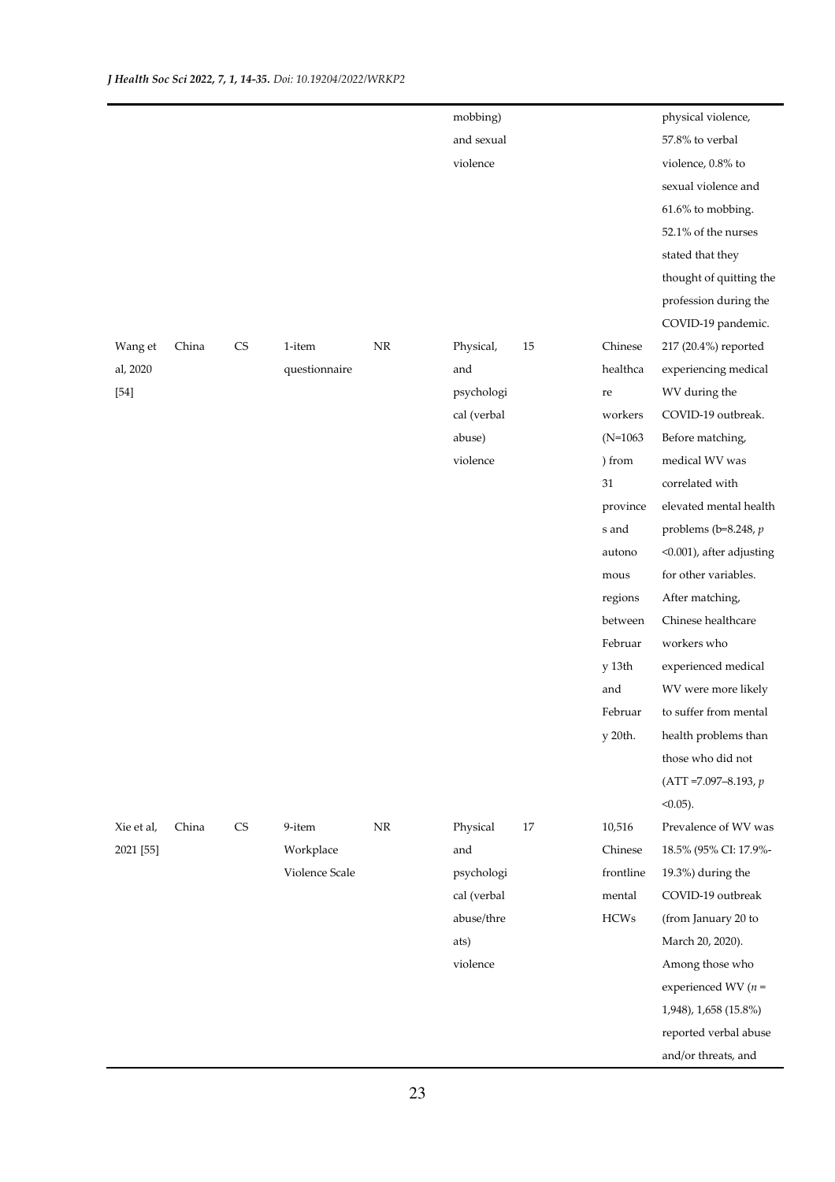| | | | | | | | | |
|---|---|---|---|---|---|---|---|---|
| | | | | | mobbing) and sexual violence | | | physical violence, 57.8% to verbal violence, 0.8% to sexual violence and 61.6% to mobbing. 52.1% of the nurses stated that they thought of quitting the profession during the COVID-19 pandemic. |
| Wang et al, 2020 [54] | China | CS | 1-item questionnaire | NR | Physical, and psychological (verbal abuse) violence | 15 | Chinese healthcare workers (N=1063) from 31 provinces and autonomous regions between February 13th and February 20th. | 217 (20.4%) reported experiencing medical WV during the COVID-19 outbreak. Before matching, medical WV was correlated with elevated mental health problems (b=8.248, $p$ <0.001), after adjusting for other variables. After matching, Chinese healthcare workers who experienced medical WV were more likely to suffer from mental health problems than those who did not (ATT =7.097–8.193, $p$ <0.05). |
| Xie et al, 2021 [55] | China | CS | 9-item Workplace Violence Scale | NR | Physical and psychological (verbal abuse/threats) violence | 17 | 10,516 Chinese frontline mental HCWs | Prevalence of WV was 18.5% (95% CI: 17.9%-19.3%) during the COVID-19 outbreak (from January 20 to March 20, 2020). Among those who experienced WV ($n$ = 1,948), 1,658 (15.8%) reported verbal abuse and/or threats, and |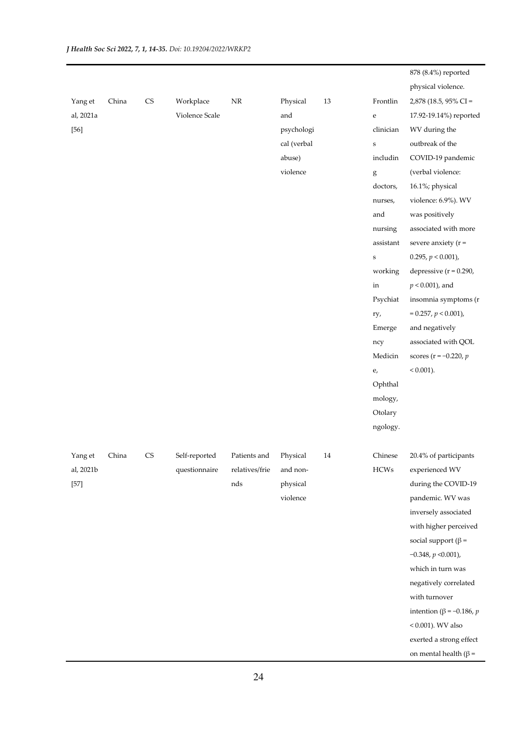| | | | | | | | | |
|---|---|---|---|---|---|---|---|---|
| | | | | | | | | 878 (8.4%) reported physical violence. |
| Yang et al, 2021a [56] | China | CS | Workplace Violence Scale | NR | Physical and psychological (verbal abuse) violence | 13 | Frontline clinicians including doctors, nurses, and nursing assistants working in Psychiatry, Emergency Medicine, Ophthalmology, Otolaryngology. | 2,878 (18.5, 95% CI = 17.92-19.14%) reported WV during the outbreak of the COVID-19 pandemic (verbal violence: 16.1%; physical violence: 6.9%). WV was positively associated with more severe anxiety (r = 0.295, $p < 0.001$), depressive (r = 0.290, $p < 0.001$), and insomnia symptoms (r = 0.257, $p < 0.001$), and negatively associated with QOL scores (r = −0.220, $p < 0.001$). |
| Yang et al, 2021b [57] | China | CS | Self-reported questionnaire | Patients and relatives/friends | Physical and non-physical violence | 14 | Chinese HCWs | 20.4% of participants experienced WV during the COVID-19 pandemic. WV was inversely associated with higher perceived social support (β = −0.348, $p < 0.001$), which in turn was negatively correlated with turnover intention (β = −0.186, $p < 0.001$). WV also exerted a strong effect on mental health (β = |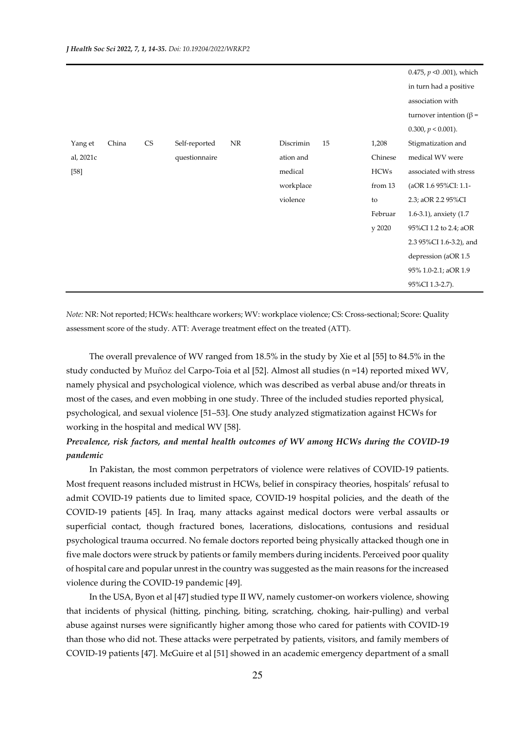| | | | | | | | | |
|---|---|---|---|---|---|---|---|---|
| | | | | | | | | 0.475, $p$ <0 .001), which in turn had a positive association with turnover intention (β = 0.300, $p$ < 0.001). |
| Yang et al, 2021c [58] | China | CS | Self-reported questionnaire | NR | Discrimination and medical workplace violence | 15 | 1,208 Chinese HCWs from 13 to February 2020 | Stigmatization and medical WV were associated with stress (aOR 1.6 95%CI: 1.1-2.3; aOR 2.2 95%CI 1.6-3.1), anxiety (1.7 95%CI 1.2 to 2.4; aOR 2.3 95%CI 1.6-3.2), and depression (aOR 1.5 95% 1.0-2.1; aOR 1.9 95%CI 1.3-2.7). |

*Note:* NR: Not reported; HCWs: healthcare workers; WV: workplace violence; CS: Cross-sectional; Score: Quality assessment score of the study. ATT: Average treatment effect on the treated (ATT).

The overall prevalence of WV ranged from 18.5% in the study by Xie et al [55] to 84.5% in the study conducted by Muñoz del Carpo-Toia et al [52]. Almost all studies (n =14) reported mixed WV, namely physical and psychological violence, which was described as verbal abuse and/or threats in most of the cases, and even mobbing in one study. Three of the included studies reported physical, psychological, and sexual violence [51–53]. One study analyzed stigmatization against HCWs for working in the hospital and medical WV [58].

### *Prevalence, risk factors, and mental health outcomes of WV among HCWs during the COVID-19 pandemic*

In Pakistan, the most common perpetrators of violence were relatives of COVID-19 patients. Most frequent reasons included mistrust in HCWs, belief in conspiracy theories, hospitals' refusal to admit COVID-19 patients due to limited space, COVID-19 hospital policies, and the death of the COVID-19 patients [45]. In Iraq, many attacks against medical doctors were verbal assaults or superficial contact, though fractured bones, lacerations, dislocations, contusions and residual psychological trauma occurred. No female doctors reported being physically attacked though one in five male doctors were struck by patients or family members during incidents. Perceived poor quality of hospital care and popular unrest in the country was suggested as the main reasons for the increased violence during the COVID-19 pandemic [49].

In the USA, Byon et al [47] studied type II WV, namely customer-on workers violence, showing that incidents of physical (hitting, pinching, biting, scratching, choking, hair-pulling) and verbal abuse against nurses were significantly higher among those who cared for patients with COVID-19 than those who did not. These attacks were perpetrated by patients, visitors, and family members of COVID-19 patients [47]. McGuire et al [51] showed in an academic emergency department of a small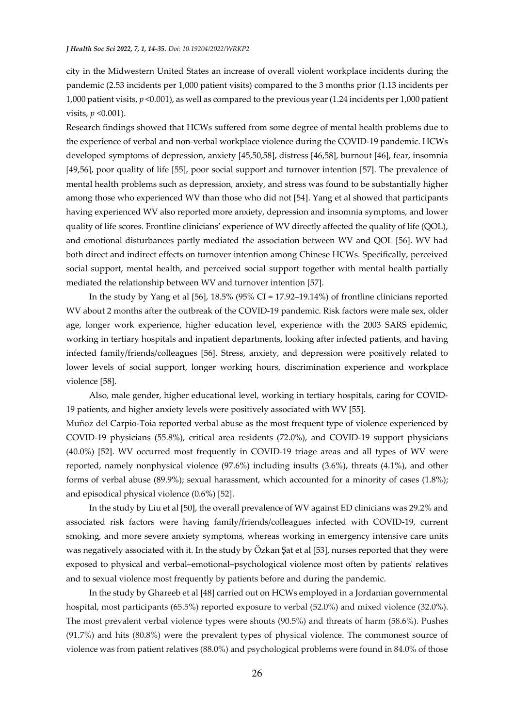city in the Midwestern United States an increase of overall violent workplace incidents during the pandemic (2.53 incidents per 1,000 patient visits) compared to the 3 months prior (1.13 incidents per 1,000 patient visits, $p$ <0.001), as well as compared to the previous year (1.24 incidents per 1,000 patient visits, $p$ <0.001).

Research findings showed that HCWs suffered from some degree of mental health problems due to the experience of verbal and non-verbal workplace violence during the COVID-19 pandemic. HCWs developed symptoms of depression, anxiety [45,50,58], distress [46,58], burnout [46], fear, insomnia [49,56], poor quality of life [55], poor social support and turnover intention [57]. The prevalence of mental health problems such as depression, anxiety, and stress was found to be substantially higher among those who experienced WV than those who did not [54]. Yang et al showed that participants having experienced WV also reported more anxiety, depression and insomnia symptoms, and lower quality of life scores. Frontline clinicians' experience of WV directly affected the quality of life (QOL), and emotional disturbances partly mediated the association between WV and QOL [56]. WV had both direct and indirect effects on turnover intention among Chinese HCWs. Specifically, perceived social support, mental health, and perceived social support together with mental health partially mediated the relationship between WV and turnover intention [57].

In the study by Yang et al [56], 18.5% (95% CI = 17.92–19.14%) of frontline clinicians reported WV about 2 months after the outbreak of the COVID-19 pandemic. Risk factors were male sex, older age, longer work experience, higher education level, experience with the 2003 SARS epidemic, working in tertiary hospitals and inpatient departments, looking after infected patients, and having infected family/friends/colleagues [56]. Stress, anxiety, and depression were positively related to lower levels of social support, longer working hours, discrimination experience and workplace violence [58].

Also, male gender, higher educational level, working in tertiary hospitals, caring for COVID-19 patients, and higher anxiety levels were positively associated with WV [55].

Muñoz del Carpio-Toia reported verbal abuse as the most frequent type of violence experienced by COVID-19 physicians (55.8%), critical area residents (72.0%), and COVID-19 support physicians (40.0%) [52]. WV occurred most frequently in COVID-19 triage areas and all types of WV were reported, namely nonphysical violence (97.6%) including insults (3.6%), threats (4.1%), and other forms of verbal abuse (89.9%); sexual harassment, which accounted for a minority of cases (1.8%); and episodical physical violence (0.6%) [52].

In the study by Liu et al [50], the overall prevalence of WV against ED clinicians was 29.2% and associated risk factors were having family/friends/colleagues infected with COVID-19, current smoking, and more severe anxiety symptoms, whereas working in emergency intensive care units was negatively associated with it. In the study by Özkan Şat et al [53], nurses reported that they were exposed to physical and verbal–emotional–psychological violence most often by patients' relatives and to sexual violence most frequently by patients before and during the pandemic.

In the study by Ghareeb et al [48] carried out on HCWs employed in a Jordanian governmental hospital, most participants (65.5%) reported exposure to verbal (52.0%) and mixed violence (32.0%). The most prevalent verbal violence types were shouts (90.5%) and threats of harm (58.6%). Pushes (91.7%) and hits (80.8%) were the prevalent types of physical violence. The commonest source of violence was from patient relatives (88.0%) and psychological problems were found in 84.0% of those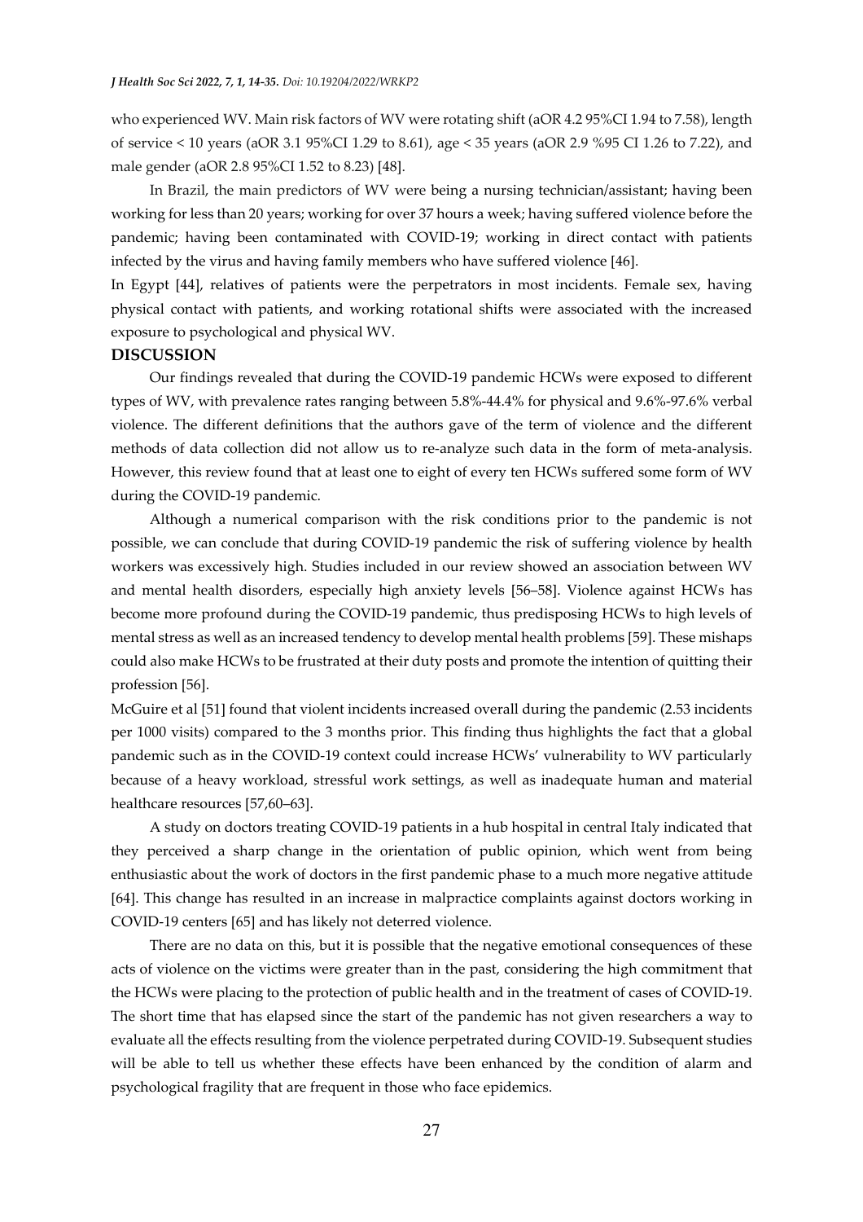who experienced WV. Main risk factors of WV were rotating shift (aOR 4.2 95%CI 1.94 to 7.58), length of service < 10 years (aOR 3.1 95%CI 1.29 to 8.61), age < 35 years (aOR 2.9 %95 CI 1.26 to 7.22), and male gender (aOR 2.8 95%CI 1.52 to 8.23) [48].

In Brazil, the main predictors of WV were being a nursing technician/assistant; having been working for less than 20 years; working for over 37 hours a week; having suffered violence before the pandemic; having been contaminated with COVID-19; working in direct contact with patients infected by the virus and having family members who have suffered violence [46].

In Egypt [44], relatives of patients were the perpetrators in most incidents. Female sex, having physical contact with patients, and working rotational shifts were associated with the increased exposure to psychological and physical WV.

## DISCUSSION

Our findings revealed that during the COVID-19 pandemic HCWs were exposed to different types of WV, with prevalence rates ranging between 5.8%-44.4% for physical and 9.6%-97.6% verbal violence. The different definitions that the authors gave of the term of violence and the different methods of data collection did not allow us to re-analyze such data in the form of meta-analysis. However, this review found that at least one to eight of every ten HCWs suffered some form of WV during the COVID-19 pandemic.

Although a numerical comparison with the risk conditions prior to the pandemic is not possible, we can conclude that during COVID-19 pandemic the risk of suffering violence by health workers was excessively high. Studies included in our review showed an association between WV and mental health disorders, especially high anxiety levels [56–58]. Violence against HCWs has become more profound during the COVID-19 pandemic, thus predisposing HCWs to high levels of mental stress as well as an increased tendency to develop mental health problems [59]. These mishaps could also make HCWs to be frustrated at their duty posts and promote the intention of quitting their profession [56].

McGuire et al [51] found that violent incidents increased overall during the pandemic (2.53 incidents per 1000 visits) compared to the 3 months prior. This finding thus highlights the fact that a global pandemic such as in the COVID-19 context could increase HCWs' vulnerability to WV particularly because of a heavy workload, stressful work settings, as well as inadequate human and material healthcare resources [57,60–63].

A study on doctors treating COVID-19 patients in a hub hospital in central Italy indicated that they perceived a sharp change in the orientation of public opinion, which went from being enthusiastic about the work of doctors in the first pandemic phase to a much more negative attitude [64]. This change has resulted in an increase in malpractice complaints against doctors working in COVID-19 centers [65] and has likely not deterred violence.

There are no data on this, but it is possible that the negative emotional consequences of these acts of violence on the victims were greater than in the past, considering the high commitment that the HCWs were placing to the protection of public health and in the treatment of cases of COVID-19. The short time that has elapsed since the start of the pandemic has not given researchers a way to evaluate all the effects resulting from the violence perpetrated during COVID-19. Subsequent studies will be able to tell us whether these effects have been enhanced by the condition of alarm and psychological fragility that are frequent in those who face epidemics.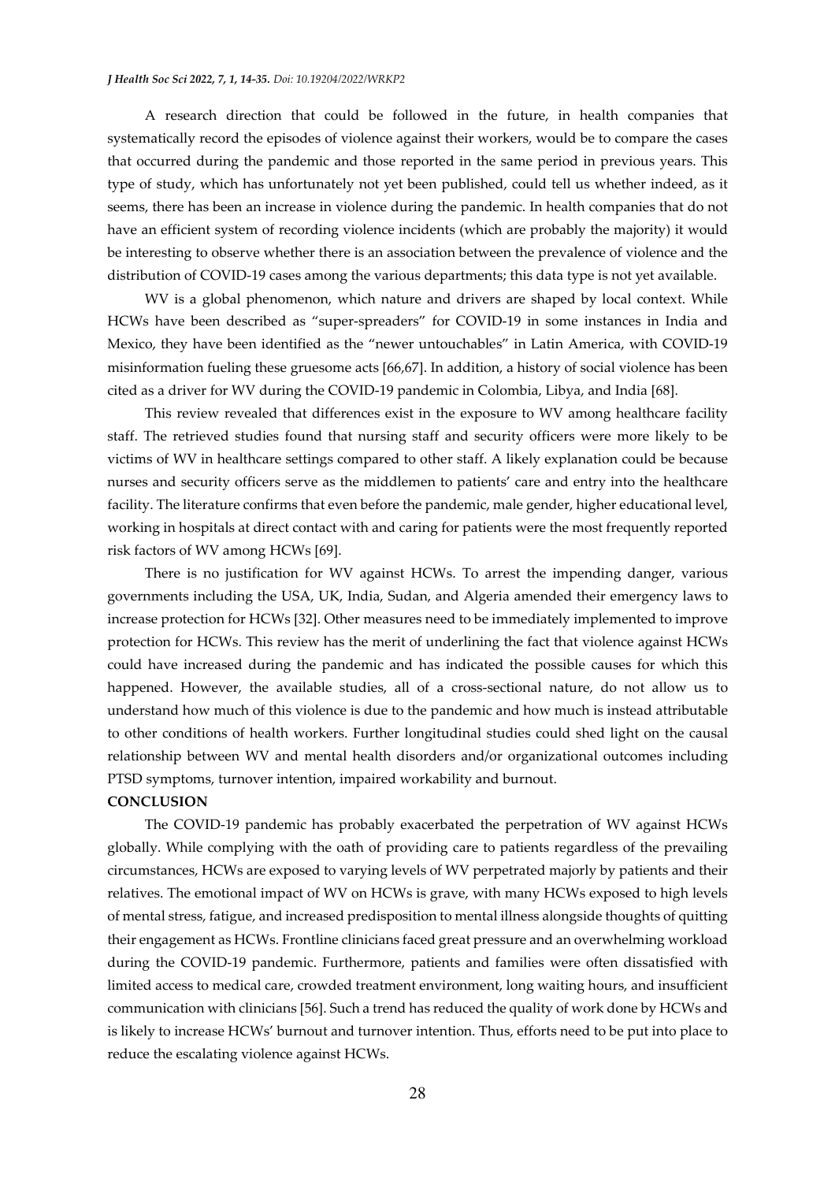A research direction that could be followed in the future, in health companies that systematically record the episodes of violence against their workers, would be to compare the cases that occurred during the pandemic and those reported in the same period in previous years. This type of study, which has unfortunately not yet been published, could tell us whether indeed, as it seems, there has been an increase in violence during the pandemic. In health companies that do not have an efficient system of recording violence incidents (which are probably the majority) it would be interesting to observe whether there is an association between the prevalence of violence and the distribution of COVID-19 cases among the various departments; this data type is not yet available.

WV is a global phenomenon, which nature and drivers are shaped by local context. While HCWs have been described as "super-spreaders" for COVID-19 in some instances in India and Mexico, they have been identified as the "newer untouchables" in Latin America, with COVID-19 misinformation fueling these gruesome acts [66,67]. In addition, a history of social violence has been cited as a driver for WV during the COVID-19 pandemic in Colombia, Libya, and India [68].

This review revealed that differences exist in the exposure to WV among healthcare facility staff. The retrieved studies found that nursing staff and security officers were more likely to be victims of WV in healthcare settings compared to other staff. A likely explanation could be because nurses and security officers serve as the middlemen to patients' care and entry into the healthcare facility. The literature confirms that even before the pandemic, male gender, higher educational level, working in hospitals at direct contact with and caring for patients were the most frequently reported risk factors of WV among HCWs [69].

There is no justification for WV against HCWs. To arrest the impending danger, various governments including the USA, UK, India, Sudan, and Algeria amended their emergency laws to increase protection for HCWs [32]. Other measures need to be immediately implemented to improve protection for HCWs. This review has the merit of underlining the fact that violence against HCWs could have increased during the pandemic and has indicated the possible causes for which this happened. However, the available studies, all of a cross-sectional nature, do not allow us to understand how much of this violence is due to the pandemic and how much is instead attributable to other conditions of health workers. Further longitudinal studies could shed light on the causal relationship between WV and mental health disorders and/or organizational outcomes including PTSD symptoms, turnover intention, impaired workability and burnout.

## CONCLUSION

The COVID-19 pandemic has probably exacerbated the perpetration of WV against HCWs globally. While complying with the oath of providing care to patients regardless of the prevailing circumstances, HCWs are exposed to varying levels of WV perpetrated majorly by patients and their relatives. The emotional impact of WV on HCWs is grave, with many HCWs exposed to high levels of mental stress, fatigue, and increased predisposition to mental illness alongside thoughts of quitting their engagement as HCWs. Frontline clinicians faced great pressure and an overwhelming workload during the COVID-19 pandemic. Furthermore, patients and families were often dissatisfied with limited access to medical care, crowded treatment environment, long waiting hours, and insufficient communication with clinicians [56]. Such a trend has reduced the quality of work done by HCWs and is likely to increase HCWs' burnout and turnover intention. Thus, efforts need to be put into place to reduce the escalating violence against HCWs.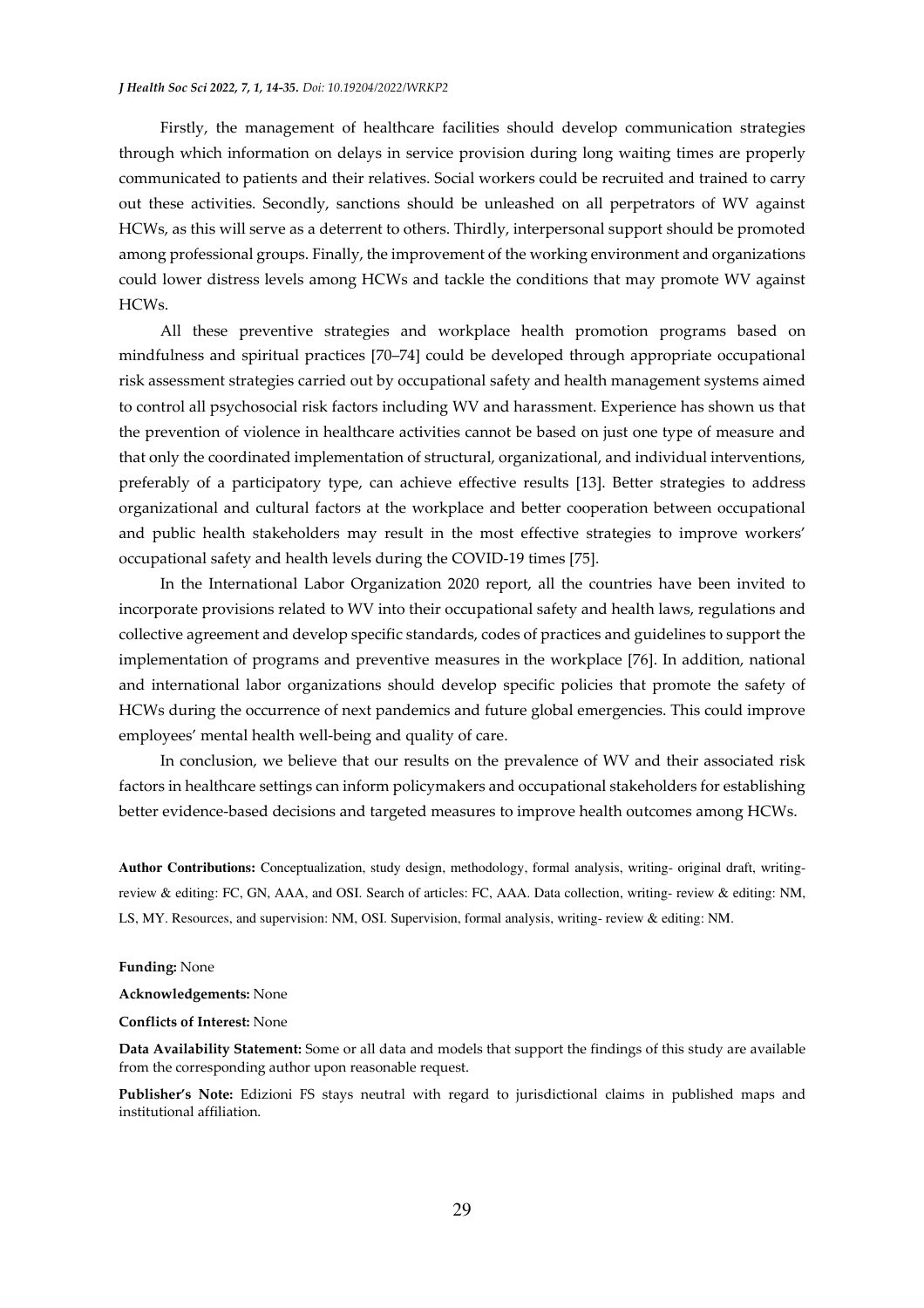Firstly, the management of healthcare facilities should develop communication strategies through which information on delays in service provision during long waiting times are properly communicated to patients and their relatives. Social workers could be recruited and trained to carry out these activities. Secondly, sanctions should be unleashed on all perpetrators of WV against HCWs, as this will serve as a deterrent to others. Thirdly, interpersonal support should be promoted among professional groups. Finally, the improvement of the working environment and organizations could lower distress levels among HCWs and tackle the conditions that may promote WV against HCWs.

All these preventive strategies and workplace health promotion programs based on mindfulness and spiritual practices [70–74] could be developed through appropriate occupational risk assessment strategies carried out by occupational safety and health management systems aimed to control all psychosocial risk factors including WV and harassment. Experience has shown us that the prevention of violence in healthcare activities cannot be based on just one type of measure and that only the coordinated implementation of structural, organizational, and individual interventions, preferably of a participatory type, can achieve effective results [13]. Better strategies to address organizational and cultural factors at the workplace and better cooperation between occupational and public health stakeholders may result in the most effective strategies to improve workers' occupational safety and health levels during the COVID-19 times [75].

In the International Labor Organization 2020 report, all the countries have been invited to incorporate provisions related to WV into their occupational safety and health laws, regulations and collective agreement and develop specific standards, codes of practices and guidelines to support the implementation of programs and preventive measures in the workplace [76]. In addition, national and international labor organizations should develop specific policies that promote the safety of HCWs during the occurrence of next pandemics and future global emergencies. This could improve employees' mental health well-being and quality of care.

In conclusion, we believe that our results on the prevalence of WV and their associated risk factors in healthcare settings can inform policymakers and occupational stakeholders for establishing better evidence-based decisions and targeted measures to improve health outcomes among HCWs.

**Author Contributions:** Conceptualization, study design, methodology, formal analysis, writing- original draft, writing-review & editing: FC, GN, AAA, and OSI. Search of articles: FC, AAA. Data collection, writing- review & editing: NM, LS, MY. Resources, and supervision: NM, OSI. Supervision, formal analysis, writing- review & editing: NM.

**Funding:** None

**Acknowledgements:** None

**Conflicts of Interest:** None

**Data Availability Statement:** Some or all data and models that support the findings of this study are available from the corresponding author upon reasonable request.

**Publisher's Note:** Edizioni FS stays neutral with regard to jurisdictional claims in published maps and institutional affiliation.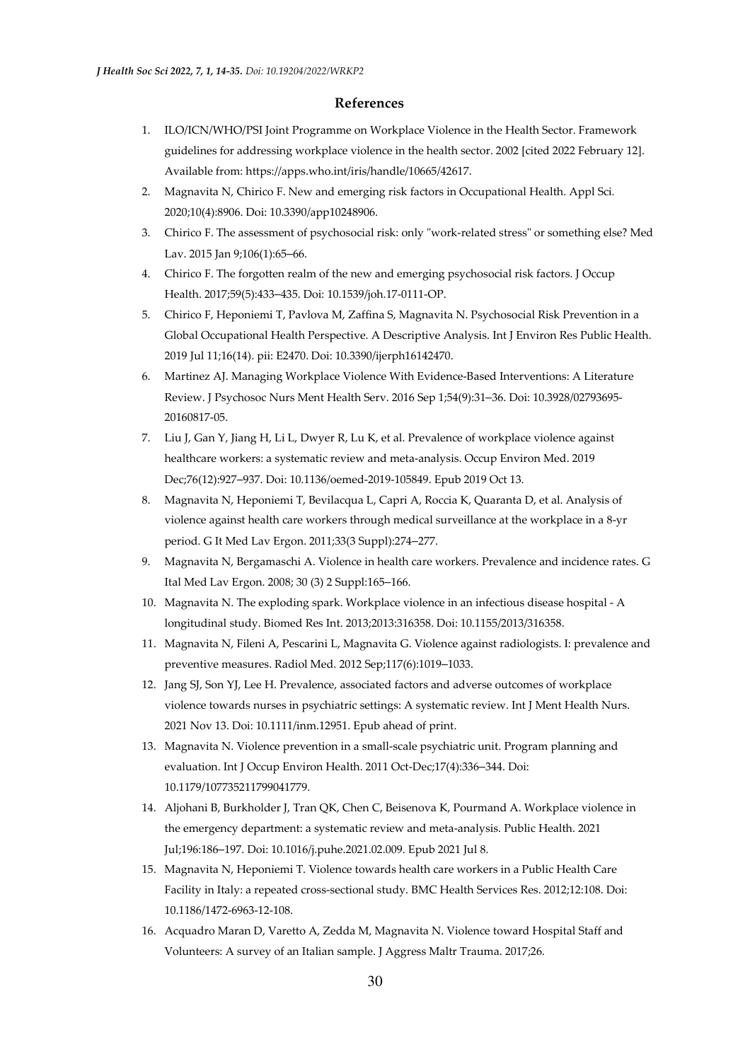## References

1. ILO/ICN/WHO/PSI Joint Programme on Workplace Violence in the Health Sector. Framework guidelines for addressing workplace violence in the health sector. 2002 [cited 2022 February 12]. Available from: https://apps.who.int/iris/handle/10665/42617.
2. Magnavita N, Chirico F. New and emerging risk factors in Occupational Health. Appl Sci. 2020;10(4):8906. Doi: 10.3390/app10248906.
3. Chirico F. The assessment of psychosocial risk: only "work-related stress" or something else? Med Lav. 2015 Jan 9;106(1):65–66.
4. Chirico F. The forgotten realm of the new and emerging psychosocial risk factors. J Occup Health. 2017;59(5):433–435. Doi: 10.1539/joh.17-0111-OP.
5. Chirico F, Heponiemi T, Pavlova M, Zaffina S, Magnavita N. Psychosocial Risk Prevention in a Global Occupational Health Perspective. A Descriptive Analysis. Int J Environ Res Public Health. 2019 Jul 11;16(14). pii: E2470. Doi: 10.3390/ijerph16142470.
6. Martinez AJ. Managing Workplace Violence With Evidence-Based Interventions: A Literature Review. J Psychosoc Nurs Ment Health Serv. 2016 Sep 1;54(9):31–36. Doi: 10.3928/02793695-20160817-05.
7. Liu J, Gan Y, Jiang H, Li L, Dwyer R, Lu K, et al. Prevalence of workplace violence against healthcare workers: a systematic review and meta-analysis. Occup Environ Med. 2019 Dec;76(12):927–937. Doi: 10.1136/oemed-2019-105849. Epub 2019 Oct 13.
8. Magnavita N, Heponiemi T, Bevilacqua L, Capri A, Roccia K, Quaranta D, et al. Analysis of violence against health care workers through medical surveillance at the workplace in a 8-yr period. G It Med Lav Ergon. 2011;33(3 Suppl):274–277.
9. Magnavita N, Bergamaschi A. Violence in health care workers. Prevalence and incidence rates. G Ital Med Lav Ergon. 2008; 30 (3) 2 Suppl:165–166.
10. Magnavita N. The exploding spark. Workplace violence in an infectious disease hospital - A longitudinal study. Biomed Res Int. 2013;2013:316358. Doi: 10.1155/2013/316358.
11. Magnavita N, Fileni A, Pescarini L, Magnavita G. Violence against radiologists. I: prevalence and preventive measures. Radiol Med. 2012 Sep;117(6):1019–1033.
12. Jang SJ, Son YJ, Lee H. Prevalence, associated factors and adverse outcomes of workplace violence towards nurses in psychiatric settings: A systematic review. Int J Ment Health Nurs. 2021 Nov 13. Doi: 10.1111/inm.12951. Epub ahead of print.
13. Magnavita N. Violence prevention in a small-scale psychiatric unit. Program planning and evaluation. Int J Occup Environ Health. 2011 Oct-Dec;17(4):336–344. Doi: 10.1179/107735211799041779.
14. Aljohani B, Burkholder J, Tran QK, Chen C, Beisenova K, Pourmand A. Workplace violence in the emergency department: a systematic review and meta-analysis. Public Health. 2021 Jul;196:186–197. Doi: 10.1016/j.puhe.2021.02.009. Epub 2021 Jul 8.
15. Magnavita N, Heponiemi T. Violence towards health care workers in a Public Health Care Facility in Italy: a repeated cross-sectional study. BMC Health Services Res. 2012;12:108. Doi: 10.1186/1472-6963-12-108.
16. Acquadro Maran D, Varetto A, Zedda M, Magnavita N. Violence toward Hospital Staff and Volunteers: A survey of an Italian sample. J Aggress Maltr Trauma. 2017;26.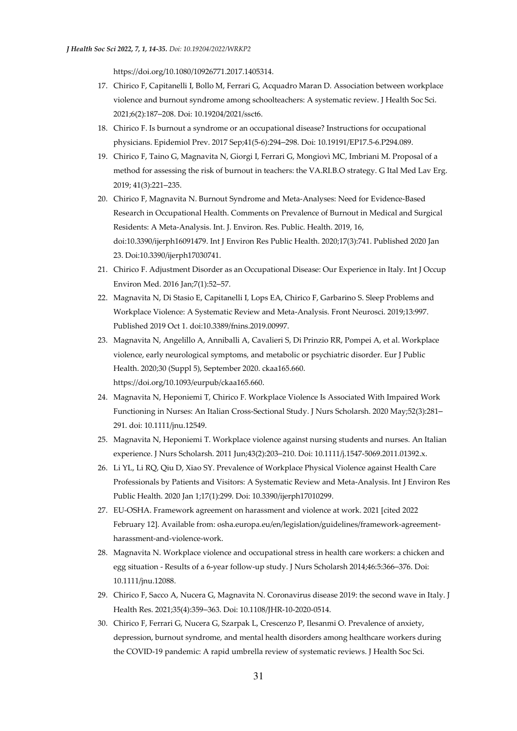https://doi.org/10.1080/10926771.2017.1405314.

17. Chirico F, Capitanelli I, Bollo M, Ferrari G, Acquadro Maran D. Association between workplace violence and burnout syndrome among schoolteachers: A systematic review. J Health Soc Sci. 2021;6(2):187–208. Doi: 10.19204/2021/ssct6.
18. Chirico F. Is burnout a syndrome or an occupational disease? Instructions for occupational physicians. Epidemiol Prev. 2017 Sep;41(5-6):294–298. Doi: 10.19191/EP17.5-6.P294.089.
19. Chirico F, Taino G, Magnavita N, Giorgi I, Ferrari G, Mongiovì MC, Imbriani M. Proposal of a method for assessing the risk of burnout in teachers: the VA.RI.B.O strategy. G Ital Med Lav Erg. 2019; 41(3):221–235.
20. Chirico F, Magnavita N. Burnout Syndrome and Meta-Analyses: Need for Evidence-Based Research in Occupational Health. Comments on Prevalence of Burnout in Medical and Surgical Residents: A Meta-Analysis. Int. J. Environ. Res. Public. Health. 2019, 16, doi:10.3390/ijerph16091479. Int J Environ Res Public Health. 2020;17(3):741. Published 2020 Jan 23. Doi:10.3390/ijerph17030741.
21. Chirico F. Adjustment Disorder as an Occupational Disease: Our Experience in Italy. Int J Occup Environ Med. 2016 Jan;7(1):52–57.
22. Magnavita N, Di Stasio E, Capitanelli I, Lops EA, Chirico F, Garbarino S. Sleep Problems and Workplace Violence: A Systematic Review and Meta-Analysis. Front Neurosci. 2019;13:997. Published 2019 Oct 1. doi:10.3389/fnins.2019.00997.
23. Magnavita N, Angelillo A, Anniballi A, Cavalieri S, Di Prinzio RR, Pompei A, et al. Workplace violence, early neurological symptoms, and metabolic or psychiatric disorder. Eur J Public Health. 2020;30 (Suppl 5), September 2020. ckaa165.660. https://doi.org/10.1093/eurpub/ckaa165.660.
24. Magnavita N, Heponiemi T, Chirico F. Workplace Violence Is Associated With Impaired Work Functioning in Nurses: An Italian Cross-Sectional Study. J Nurs Scholarsh. 2020 May;52(3):281–291. doi: 10.1111/jnu.12549.
25. Magnavita N, Heponiemi T. Workplace violence against nursing students and nurses. An Italian experience. J Nurs Scholarsh. 2011 Jun;43(2):203–210. Doi: 10.1111/j.1547-5069.2011.01392.x.
26. Li YL, Li RQ, Qiu D, Xiao SY. Prevalence of Workplace Physical Violence against Health Care Professionals by Patients and Visitors: A Systematic Review and Meta-Analysis. Int J Environ Res Public Health. 2020 Jan 1;17(1):299. Doi: 10.3390/ijerph17010299.
27. EU-OSHA. Framework agreement on harassment and violence at work. 2021 [cited 2022 February 12]. Available from: osha.europa.eu/en/legislation/guidelines/framework-agreement-harassment-and-violence-work.
28. Magnavita N. Workplace violence and occupational stress in health care workers: a chicken and egg situation - Results of a 6-year follow-up study. J Nurs Scholarsh 2014;46:5:366–376. Doi: 10.1111/jnu.12088.
29. Chirico F, Sacco A, Nucera G, Magnavita N. Coronavirus disease 2019: the second wave in Italy. J Health Res. 2021;35(4):359–363. Doi: 10.1108/JHR-10-2020-0514.
30. Chirico F, Ferrari G, Nucera G, Szarpak L, Crescenzo P, Ilesanmi O. Prevalence of anxiety, depression, burnout syndrome, and mental health disorders among healthcare workers during the COVID-19 pandemic: A rapid umbrella review of systematic reviews. J Health Soc Sci.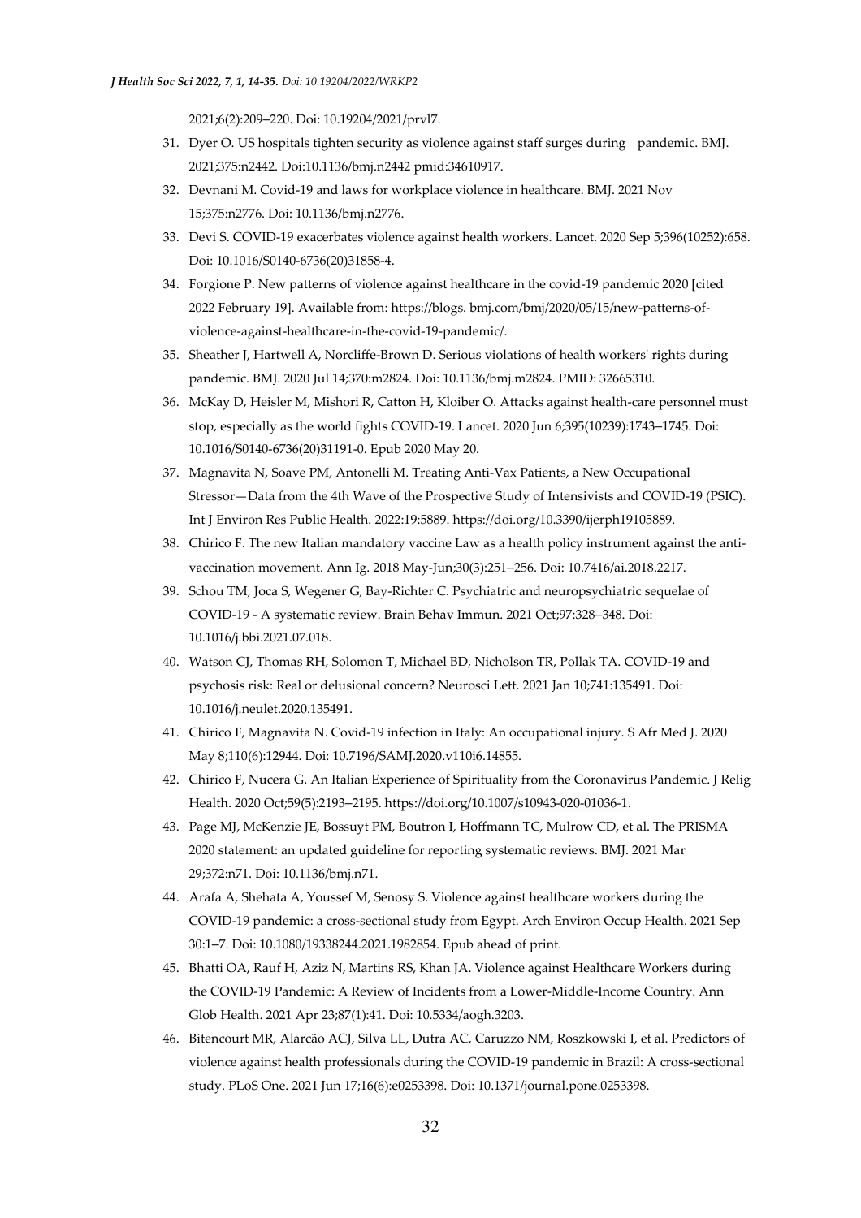2021;6(2):209–220. Doi: 10.19204/2021/prvl7.

31. Dyer O. US hospitals tighten security as violence against staff surges during pandemic. BMJ. 2021;375:n2442. Doi:10.1136/bmj.n2442 pmid:34610917.
32. Devnani M. Covid-19 and laws for workplace violence in healthcare. BMJ. 2021 Nov 15;375:n2776. Doi: 10.1136/bmj.n2776.
33. Devi S. COVID-19 exacerbates violence against health workers. Lancet. 2020 Sep 5;396(10252):658. Doi: 10.1016/S0140-6736(20)31858-4.
34. Forgione P. New patterns of violence against healthcare in the covid-19 pandemic 2020 [cited 2022 February 19]. Available from: https://blogs. bmj.com/bmj/2020/05/15/new-patterns-of-violence-against-healthcare-in-the-covid-19-pandemic/.
35. Sheather J, Hartwell A, Norcliffe-Brown D. Serious violations of health workers' rights during pandemic. BMJ. 2020 Jul 14;370:m2824. Doi: 10.1136/bmj.m2824. PMID: 32665310.
36. McKay D, Heisler M, Mishori R, Catton H, Kloiber O. Attacks against health-care personnel must stop, especially as the world fights COVID-19. Lancet. 2020 Jun 6;395(10239):1743–1745. Doi: 10.1016/S0140-6736(20)31191-0. Epub 2020 May 20.
37. Magnavita N, Soave PM, Antonelli M. Treating Anti-Vax Patients, a New Occupational Stressor—Data from the 4th Wave of the Prospective Study of Intensivists and COVID-19 (PSIC). Int J Environ Res Public Health. 2022:19:5889. https://doi.org/10.3390/ijerph19105889.
38. Chirico F. The new Italian mandatory vaccine Law as a health policy instrument against the anti-vaccination movement. Ann Ig. 2018 May-Jun;30(3):251–256. Doi: 10.7416/ai.2018.2217.
39. Schou TM, Joca S, Wegener G, Bay-Richter C. Psychiatric and neuropsychiatric sequelae of COVID-19 - A systematic review. Brain Behav Immun. 2021 Oct;97:328–348. Doi: 10.1016/j.bbi.2021.07.018.
40. Watson CJ, Thomas RH, Solomon T, Michael BD, Nicholson TR, Pollak TA. COVID-19 and psychosis risk: Real or delusional concern? Neurosci Lett. 2021 Jan 10;741:135491. Doi: 10.1016/j.neulet.2020.135491.
41. Chirico F, Magnavita N. Covid-19 infection in Italy: An occupational injury. S Afr Med J. 2020 May 8;110(6):12944. Doi: 10.7196/SAMJ.2020.v110i6.14855.
42. Chirico F, Nucera G. An Italian Experience of Spirituality from the Coronavirus Pandemic. J Relig Health. 2020 Oct;59(5):2193–2195. https://doi.org/10.1007/s10943-020-01036-1.
43. Page MJ, McKenzie JE, Bossuyt PM, Boutron I, Hoffmann TC, Mulrow CD, et al. The PRISMA 2020 statement: an updated guideline for reporting systematic reviews. BMJ. 2021 Mar 29;372:n71. Doi: 10.1136/bmj.n71.
44. Arafa A, Shehata A, Youssef M, Senosy S. Violence against healthcare workers during the COVID-19 pandemic: a cross-sectional study from Egypt. Arch Environ Occup Health. 2021 Sep 30:1–7. Doi: 10.1080/19338244.2021.1982854. Epub ahead of print.
45. Bhatti OA, Rauf H, Aziz N, Martins RS, Khan JA. Violence against Healthcare Workers during the COVID-19 Pandemic: A Review of Incidents from a Lower-Middle-Income Country. Ann Glob Health. 2021 Apr 23;87(1):41. Doi: 10.5334/aogh.3203.
46. Bitencourt MR, Alarcão ACJ, Silva LL, Dutra AC, Caruzzo NM, Roszkowski I, et al. Predictors of violence against health professionals during the COVID-19 pandemic in Brazil: A cross-sectional study. PLoS One. 2021 Jun 17;16(6):e0253398. Doi: 10.1371/journal.pone.0253398.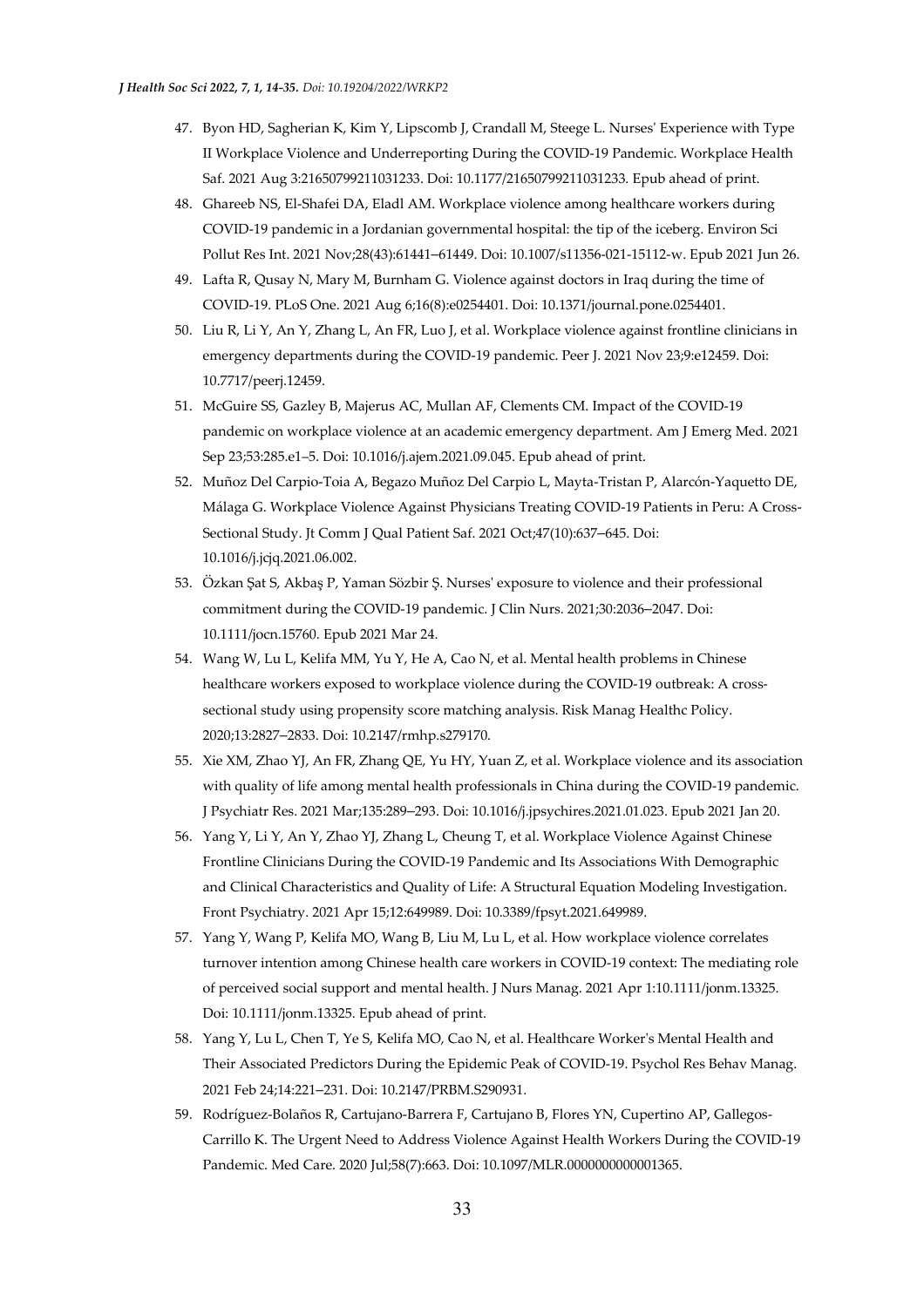47. Byon HD, Sagherian K, Kim Y, Lipscomb J, Crandall M, Steege L. Nurses' Experience with Type II Workplace Violence and Underreporting During the COVID-19 Pandemic. Workplace Health Saf. 2021 Aug 3:21650799211031233. Doi: 10.1177/21650799211031233. Epub ahead of print.
48. Ghareeb NS, El-Shafei DA, Eladl AM. Workplace violence among healthcare workers during COVID-19 pandemic in a Jordanian governmental hospital: the tip of the iceberg. Environ Sci Pollut Res Int. 2021 Nov;28(43):61441–61449. Doi: 10.1007/s11356-021-15112-w. Epub 2021 Jun 26.
49. Lafta R, Qusay N, Mary M, Burnham G. Violence against doctors in Iraq during the time of COVID-19. PLoS One. 2021 Aug 6;16(8):e0254401. Doi: 10.1371/journal.pone.0254401.
50. Liu R, Li Y, An Y, Zhang L, An FR, Luo J, et al. Workplace violence against frontline clinicians in emergency departments during the COVID-19 pandemic. Peer J. 2021 Nov 23;9:e12459. Doi: 10.7717/peerj.12459.
51. McGuire SS, Gazley B, Majerus AC, Mullan AF, Clements CM. Impact of the COVID-19 pandemic on workplace violence at an academic emergency department. Am J Emerg Med. 2021 Sep 23;53:285.e1–5. Doi: 10.1016/j.ajem.2021.09.045. Epub ahead of print.
52. Muñoz Del Carpio-Toia A, Begazo Muñoz Del Carpio L, Mayta-Tristan P, Alarcón-Yaquetto DE, Málaga G. Workplace Violence Against Physicians Treating COVID-19 Patients in Peru: A Cross-Sectional Study. Jt Comm J Qual Patient Saf. 2021 Oct;47(10):637–645. Doi: 10.1016/j.jcjq.2021.06.002.
53. Özkan Şat S, Akbaş P, Yaman Sözbir Ş. Nurses' exposure to violence and their professional commitment during the COVID-19 pandemic. J Clin Nurs. 2021;30:2036–2047. Doi: 10.1111/jocn.15760. Epub 2021 Mar 24.
54. Wang W, Lu L, Kelifa MM, Yu Y, He A, Cao N, et al. Mental health problems in Chinese healthcare workers exposed to workplace violence during the COVID-19 outbreak: A cross-sectional study using propensity score matching analysis. Risk Manag Healthc Policy. 2020;13:2827–2833. Doi: 10.2147/rmhp.s279170.
55. Xie XM, Zhao YJ, An FR, Zhang QE, Yu HY, Yuan Z, et al. Workplace violence and its association with quality of life among mental health professionals in China during the COVID-19 pandemic. J Psychiatr Res. 2021 Mar;135:289–293. Doi: 10.1016/j.jpsychires.2021.01.023. Epub 2021 Jan 20.
56. Yang Y, Li Y, An Y, Zhao YJ, Zhang L, Cheung T, et al. Workplace Violence Against Chinese Frontline Clinicians During the COVID-19 Pandemic and Its Associations With Demographic and Clinical Characteristics and Quality of Life: A Structural Equation Modeling Investigation. Front Psychiatry. 2021 Apr 15;12:649989. Doi: 10.3389/fpsyt.2021.649989.
57. Yang Y, Wang P, Kelifa MO, Wang B, Liu M, Lu L, et al. How workplace violence correlates turnover intention among Chinese health care workers in COVID-19 context: The mediating role of perceived social support and mental health. J Nurs Manag. 2021 Apr 1:10.1111/jonm.13325. Doi: 10.1111/jonm.13325. Epub ahead of print.
58. Yang Y, Lu L, Chen T, Ye S, Kelifa MO, Cao N, et al. Healthcare Worker's Mental Health and Their Associated Predictors During the Epidemic Peak of COVID-19. Psychol Res Behav Manag. 2021 Feb 24;14:221–231. Doi: 10.2147/PRBM.S290931.
59. Rodríguez-Bolaños R, Cartujano-Barrera F, Cartujano B, Flores YN, Cupertino AP, Gallegos-Carrillo K. The Urgent Need to Address Violence Against Health Workers During the COVID-19 Pandemic. Med Care. 2020 Jul;58(7):663. Doi: 10.1097/MLR.0000000000001365.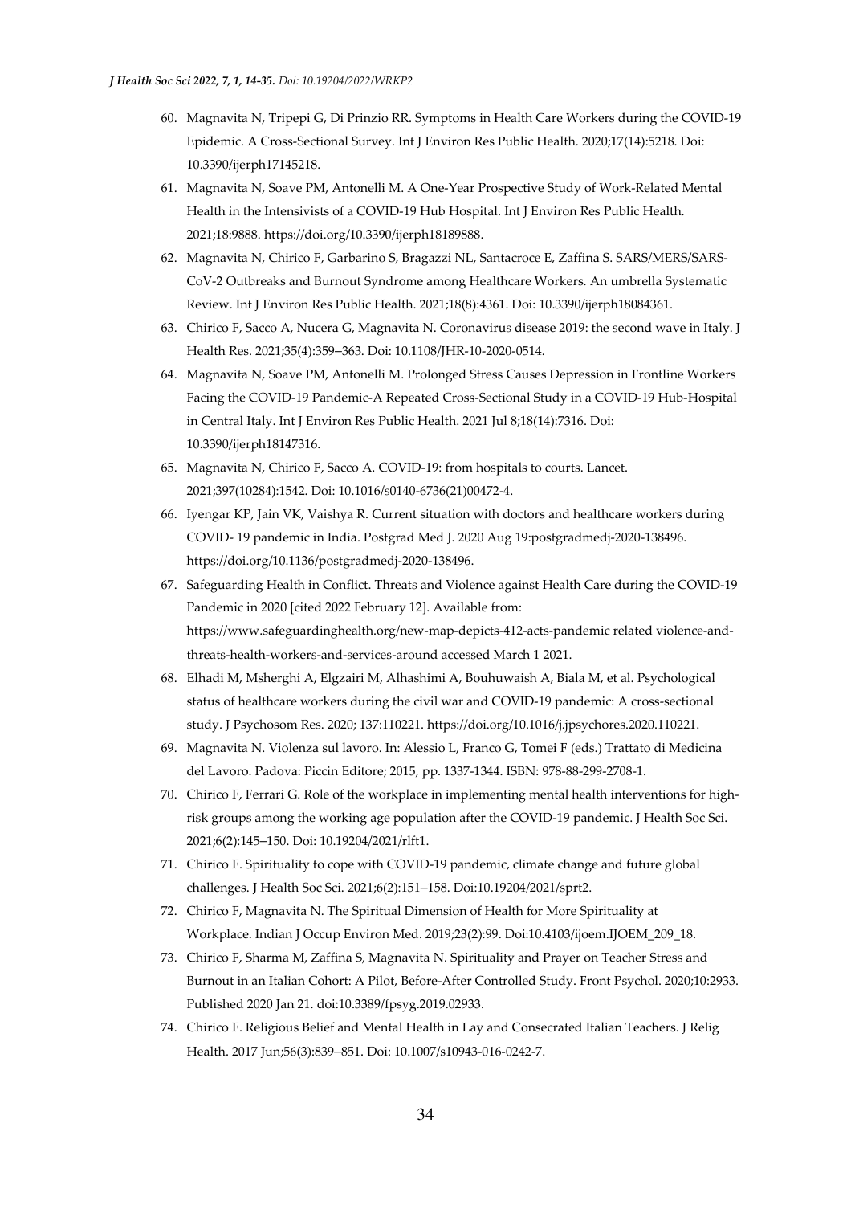60. Magnavita N, Tripepi G, Di Prinzio RR. Symptoms in Health Care Workers during the COVID-19 Epidemic. A Cross-Sectional Survey. Int J Environ Res Public Health. 2020;17(14):5218. Doi: 10.3390/ijerph17145218.
61. Magnavita N, Soave PM, Antonelli M. A One-Year Prospective Study of Work-Related Mental Health in the Intensivists of a COVID-19 Hub Hospital. Int J Environ Res Public Health. 2021;18:9888. https://doi.org/10.3390/ijerph18189888.
62. Magnavita N, Chirico F, Garbarino S, Bragazzi NL, Santacroce E, Zaffina S. SARS/MERS/SARS-CoV-2 Outbreaks and Burnout Syndrome among Healthcare Workers. An umbrella Systematic Review. Int J Environ Res Public Health. 2021;18(8):4361. Doi: 10.3390/ijerph18084361.
63. Chirico F, Sacco A, Nucera G, Magnavita N. Coronavirus disease 2019: the second wave in Italy. J Health Res. 2021;35(4):359–363. Doi: 10.1108/JHR-10-2020-0514.
64. Magnavita N, Soave PM, Antonelli M. Prolonged Stress Causes Depression in Frontline Workers Facing the COVID-19 Pandemic-A Repeated Cross-Sectional Study in a COVID-19 Hub-Hospital in Central Italy. Int J Environ Res Public Health. 2021 Jul 8;18(14):7316. Doi: 10.3390/ijerph18147316.
65. Magnavita N, Chirico F, Sacco A. COVID-19: from hospitals to courts. Lancet. 2021;397(10284):1542. Doi: 10.1016/s0140-6736(21)00472-4.
66. Iyengar KP, Jain VK, Vaishya R. Current situation with doctors and healthcare workers during COVID- 19 pandemic in India. Postgrad Med J. 2020 Aug 19:postgradmedj-2020-138496. https://doi.org/10.1136/postgradmedj-2020-138496.
67. Safeguarding Health in Conflict. Threats and Violence against Health Care during the COVID-19 Pandemic in 2020 [cited 2022 February 12]. Available from: https://www.safeguardinghealth.org/new-map-depicts-412-acts-pandemic related violence-and-threats-health-workers-and-services-around accessed March 1 2021.
68. Elhadi M, Msherghi A, Elgzairi M, Alhashimi A, Bouhuwaish A, Biala M, et al. Psychological status of healthcare workers during the civil war and COVID-19 pandemic: A cross-sectional study. J Psychosom Res. 2020; 137:110221. https://doi.org/10.1016/j.jpsychores.2020.110221.
69. Magnavita N. Violenza sul lavoro. In: Alessio L, Franco G, Tomei F (eds.) Trattato di Medicina del Lavoro. Padova: Piccin Editore; 2015, pp. 1337-1344. ISBN: 978-88-299-2708-1.
70. Chirico F, Ferrari G. Role of the workplace in implementing mental health interventions for high-risk groups among the working age population after the COVID-19 pandemic. J Health Soc Sci. 2021;6(2):145–150. Doi: 10.19204/2021/rlft1.
71. Chirico F. Spirituality to cope with COVID-19 pandemic, climate change and future global challenges. J Health Soc Sci. 2021;6(2):151–158. Doi:10.19204/2021/sprt2.
72. Chirico F, Magnavita N. The Spiritual Dimension of Health for More Spirituality at Workplace. Indian J Occup Environ Med. 2019;23(2):99. Doi:10.4103/ijoem.IJOEM_209_18.
73. Chirico F, Sharma M, Zaffina S, Magnavita N. Spirituality and Prayer on Teacher Stress and Burnout in an Italian Cohort: A Pilot, Before-After Controlled Study. Front Psychol. 2020;10:2933. Published 2020 Jan 21. doi:10.3389/fpsyg.2019.02933.
74. Chirico F. Religious Belief and Mental Health in Lay and Consecrated Italian Teachers. J Relig Health. 2017 Jun;56(3):839–851. Doi: 10.1007/s10943-016-0242-7.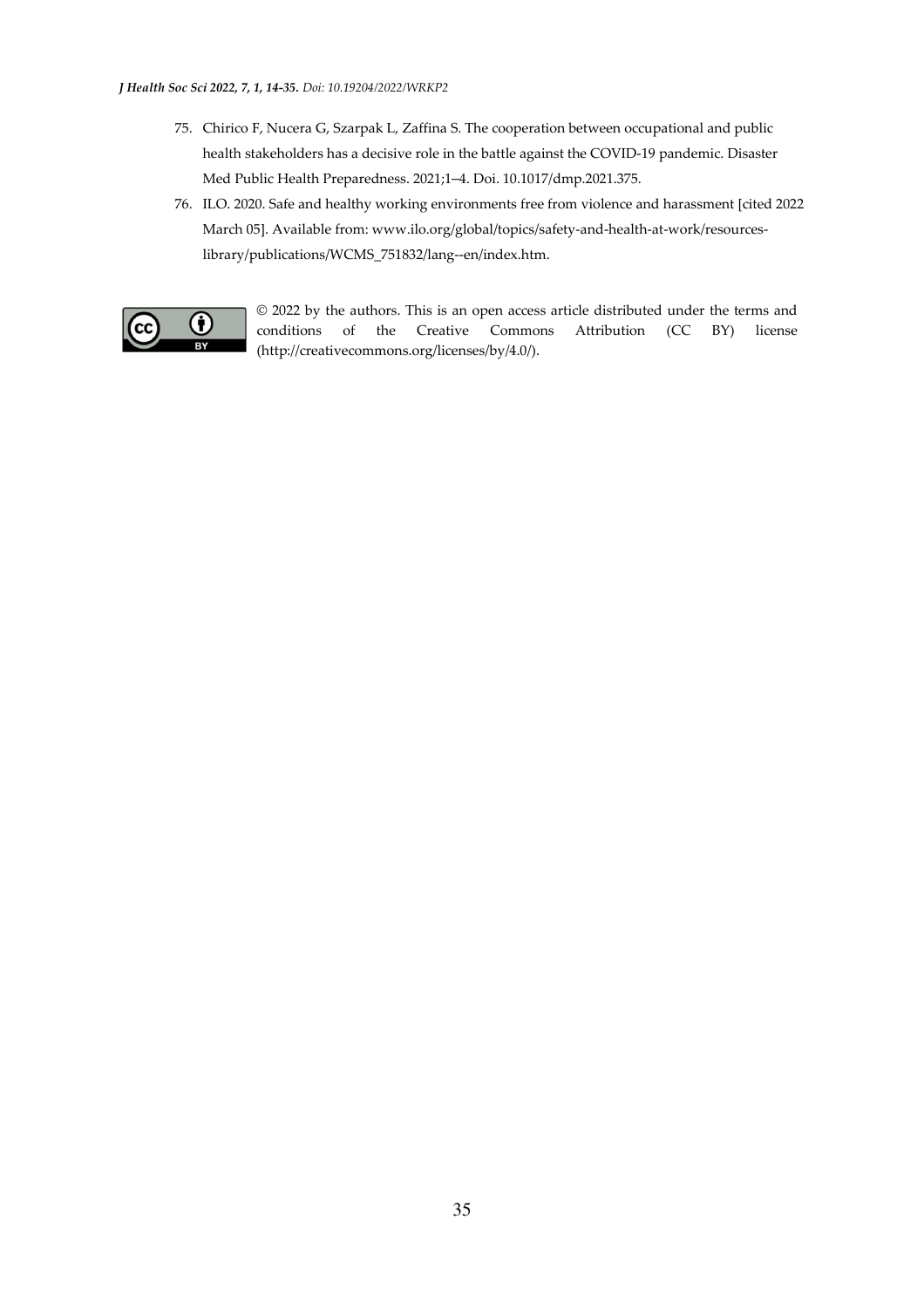75. Chirico F, Nucera G, Szarpak L, Zaffina S. The cooperation between occupational and public health stakeholders has a decisive role in the battle against the COVID-19 pandemic. Disaster Med Public Health Preparedness. 2021;1–4. Doi. 10.1017/dmp.2021.375.
76. ILO. 2020. Safe and healthy working environments free from violence and harassment [cited 2022 March 05]. Available from: www.ilo.org/global/topics/safety-and-health-at-work/resources-library/publications/WCMS_751832/lang--en/index.htm.

© 2022 by the authors. This is an open access article distributed under the terms and conditions of the Creative Commons Attribution (CC BY) license (http://creativecommons.org/licenses/by/4.0/).